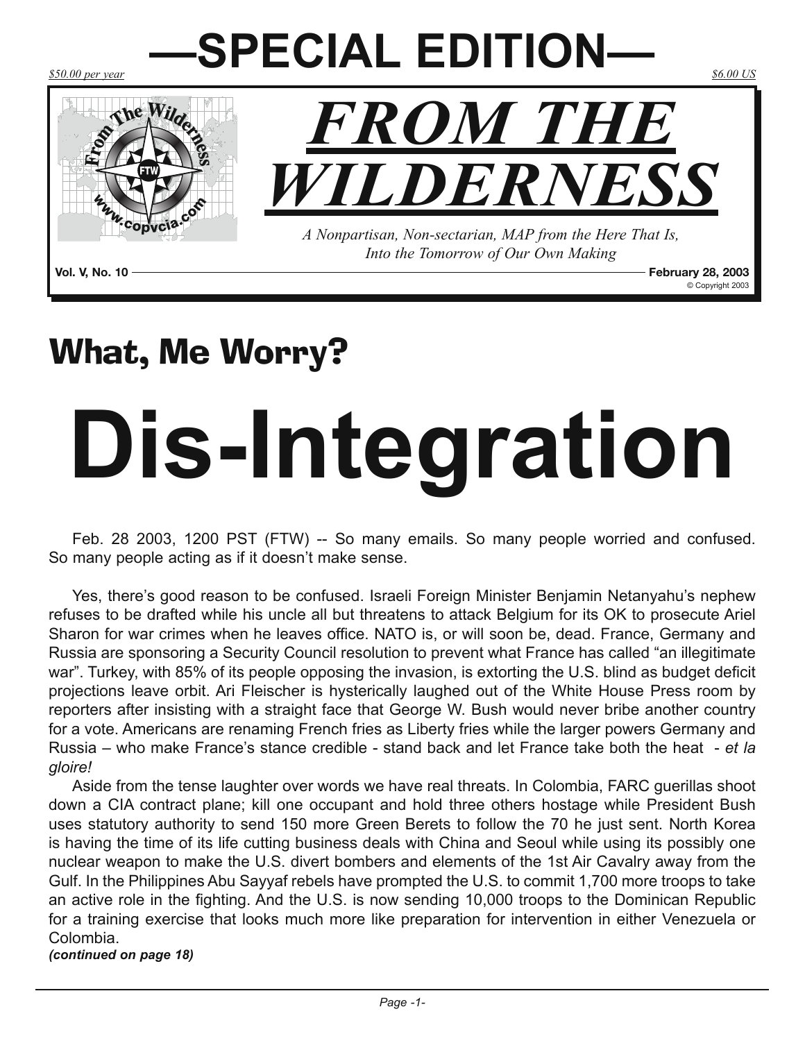# —SPECIAL EDITION—

*$50.00 per year* *$6.00 US*

# *FROM THE WILDERNESS*

*A Nonpartisan, Non-sectarian, MAP from the Here That Is, Into the Tomorrow of Our Own Making*

**Vol. V, No. 10** **February 28, 2003**

© Copyright 2003

## What, Me Worry?

# Dis-Integration

Feb. 28 2003, 1200 PST (FTW) -- So many emails. So many people worried and confused. So many people acting as if it doesn't make sense.

Yes, there's good reason to be confused. Israeli Foreign Minister Benjamin Netanyahu's nephew refuses to be drafted while his uncle all but threatens to attack Belgium for its OK to prosecute Ariel Sharon for war crimes when he leaves office. NATO is, or will soon be, dead. France, Germany and Russia are sponsoring a Security Council resolution to prevent what France has called "an illegitimate war". Turkey, with 85% of its people opposing the invasion, is extorting the U.S. blind as budget deficit projections leave orbit. Ari Fleischer is hysterically laughed out of the White House Press room by reporters after insisting with a straight face that George W. Bush would never bribe another country for a vote. Americans are renaming French fries as Liberty fries while the larger powers Germany and Russia – who make France's stance credible - stand back and let France take both the heat - *et la gloire!*

Aside from the tense laughter over words we have real threats. In Colombia, FARC guerillas shoot down a CIA contract plane; kill one occupant and hold three others hostage while President Bush uses statutory authority to send 150 more Green Berets to follow the 70 he just sent. North Korea is having the time of its life cutting business deals with China and Seoul while using its possibly one nuclear weapon to make the U.S. divert bombers and elements of the 1st Air Cavalry away from the Gulf. In the Philippines Abu Sayyaf rebels have prompted the U.S. to commit 1,700 more troops to take an active role in the fighting. And the U.S. is now sending 10,000 troops to the Dominican Republic for a training exercise that looks much more like preparation for intervention in either Venezuela or Colombia.

***(continued on page 18)***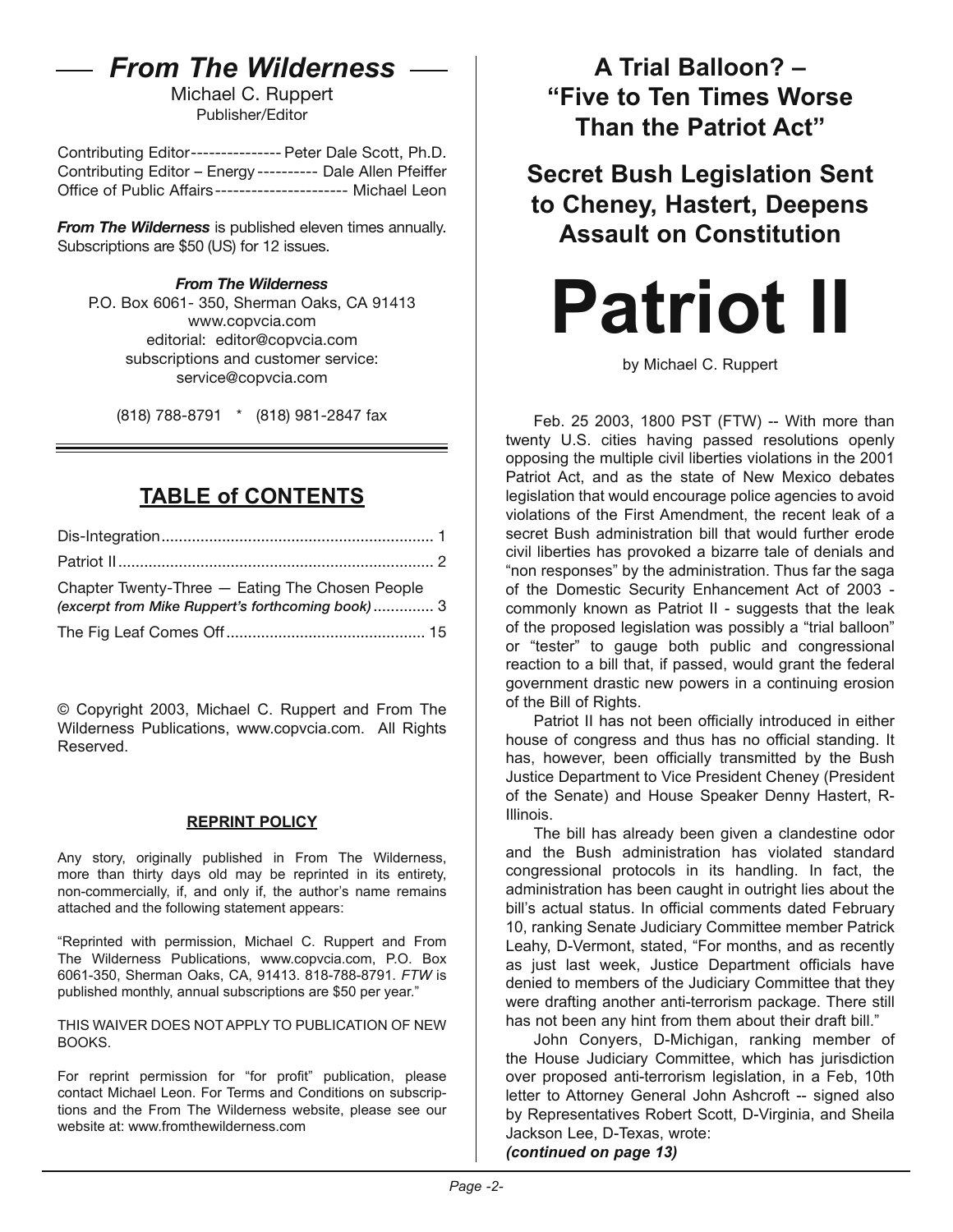## *From The Wilderness*

Michael C. Ruppert
Publisher/Editor

Contributing Editor --------------- Peter Dale Scott, Ph.D.
Contributing Editor – Energy ---------- Dale Allen Pfeiffer
Office of Public Affairs ---------------------- Michael Leon

***From The Wilderness*** is published eleven times annually. Subscriptions are $50 (US) for 12 issues.

***From The Wilderness***
P.O. Box 6061- 350, Sherman Oaks, CA 91413
www.copvcia.com
editorial: editor@copvcia.com
subscriptions and customer service:
service@copvcia.com

(818) 788-8791 * (818) 981-2847 fax

## TABLE of CONTENTS

Dis-Integration .............................................................. 1
Patriot II ........................................................................ 2
Chapter Twenty-Three — Eating The Chosen People *(excerpt from Mike Ruppert's forthcoming book)* .............. 3
The Fig Leaf Comes Off ............................................. 15

© Copyright 2003, Michael C. Ruppert and From The Wilderness Publications, www.copvcia.com. All Rights Reserved.

**REPRINT POLICY**

Any story, originally published in From The Wilderness, more than thirty days old may be reprinted in its entirety, non-commercially, if, and only if, the author's name remains attached and the following statement appears:

"Reprinted with permission, Michael C. Ruppert and From The Wilderness Publications, www.copvcia.com, P.O. Box 6061-350, Sherman Oaks, CA, 91413. 818-788-8791. *FTW* is published monthly, annual subscriptions are $50 per year."

THIS WAIVER DOES NOT APPLY TO PUBLICATION OF NEW BOOKS.

For reprint permission for "for profit" publication, please contact Michael Leon. For Terms and Conditions on subscriptions and the From The Wilderness website, please see our website at: www.fromthewilderness.com

## A Trial Balloon? – "Five to Ten Times Worse Than the Patriot Act"

## Secret Bush Legislation Sent to Cheney, Hastert, Deepens Assault on Constitution

# Patriot II

by Michael C. Ruppert

Feb. 25 2003, 1800 PST (FTW) -- With more than twenty U.S. cities having passed resolutions openly opposing the multiple civil liberties violations in the 2001 Patriot Act, and as the state of New Mexico debates legislation that would encourage police agencies to avoid violations of the First Amendment, the recent leak of a secret Bush administration bill that would further erode civil liberties has provoked a bizarre tale of denials and "non responses" by the administration. Thus far the saga of the Domestic Security Enhancement Act of 2003 - commonly known as Patriot II - suggests that the leak of the proposed legislation was possibly a "trial balloon" or "tester" to gauge both public and congressional reaction to a bill that, if passed, would grant the federal government drastic new powers in a continuing erosion of the Bill of Rights.

Patriot II has not been officially introduced in either house of congress and thus has no official standing. It has, however, been officially transmitted by the Bush Justice Department to Vice President Cheney (President of the Senate) and House Speaker Denny Hastert, R-Illinois.

The bill has already been given a clandestine odor and the Bush administration has violated standard congressional protocols in its handling. In fact, the administration has been caught in outright lies about the bill's actual status. In official comments dated February 10, ranking Senate Judiciary Committee member Patrick Leahy, D-Vermont, stated, "For months, and as recently as just last week, Justice Department officials have denied to members of the Judiciary Committee that they were drafting another anti-terrorism package. There still has not been any hint from them about their draft bill."

John Conyers, D-Michigan, ranking member of the House Judiciary Committee, which has jurisdiction over proposed anti-terrorism legislation, in a Feb, 10th letter to Attorney General John Ashcroft -- signed also by Representatives Robert Scott, D-Virginia, and Sheila Jackson Lee, D-Texas, wrote:

***(continued on page 13)***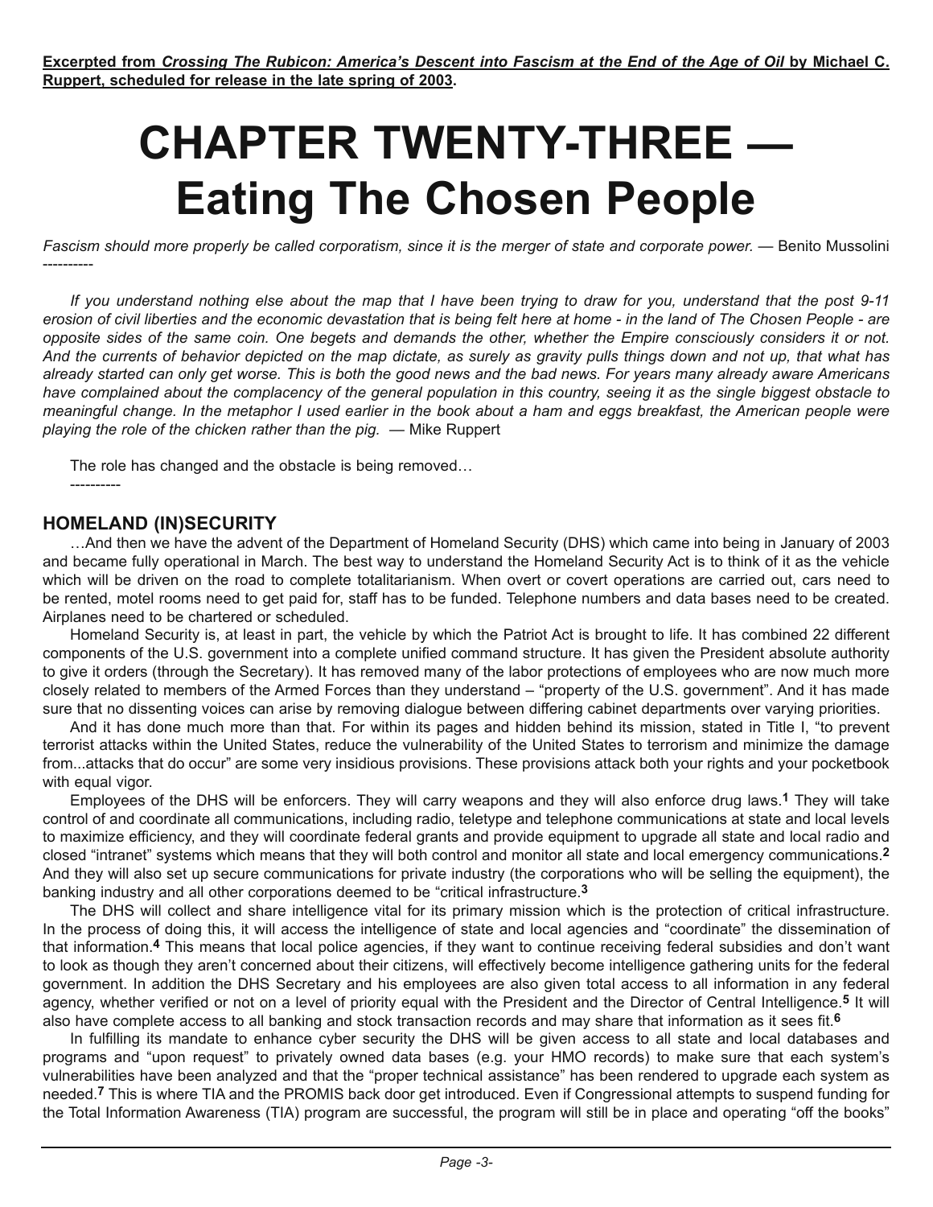**Excerpted from *Crossing The Rubicon: America's Descent into Fascism at the End of the Age of Oil* by Michael C. Ruppert, scheduled for release in the late spring of 2003.**

# CHAPTER TWENTY-THREE — Eating The Chosen People

*Fascism should more properly be called corporatism, since it is the merger of state and corporate power.* — Benito Mussolini

----------

*If you understand nothing else about the map that I have been trying to draw for you, understand that the post 9-11 erosion of civil liberties and the economic devastation that is being felt here at home - in the land of The Chosen People - are opposite sides of the same coin. One begets and demands the other, whether the Empire consciously considers it or not. And the currents of behavior depicted on the map dictate, as surely as gravity pulls things down and not up, that what has already started can only get worse. This is both the good news and the bad news. For years many already aware Americans have complained about the complacency of the general population in this country, seeing it as the single biggest obstacle to meaningful change. In the metaphor I used earlier in the book about a ham and eggs breakfast, the American people were playing the role of the chicken rather than the pig.* — Mike Ruppert

The role has changed and the obstacle is being removed…

----------

## HOMELAND (IN)SECURITY

…And then we have the advent of the Department of Homeland Security (DHS) which came into being in January of 2003 and became fully operational in March. The best way to understand the Homeland Security Act is to think of it as the vehicle which will be driven on the road to complete totalitarianism. When overt or covert operations are carried out, cars need to be rented, motel rooms need to get paid for, staff has to be funded. Telephone numbers and data bases need to be created. Airplanes need to be chartered or scheduled.

Homeland Security is, at least in part, the vehicle by which the Patriot Act is brought to life. It has combined 22 different components of the U.S. government into a complete unified command structure. It has given the President absolute authority to give it orders (through the Secretary). It has removed many of the labor protections of employees who are now much more closely related to members of the Armed Forces than they understand – "property of the U.S. government". And it has made sure that no dissenting voices can arise by removing dialogue between differing cabinet departments over varying priorities.

And it has done much more than that. For within its pages and hidden behind its mission, stated in Title I, "to prevent terrorist attacks within the United States, reduce the vulnerability of the United States to terrorism and minimize the damage from...attacks that do occur" are some very insidious provisions. These provisions attack both your rights and your pocketbook with equal vigor.

Employees of the DHS will be enforcers. They will carry weapons and they will also enforce drug laws.[1] They will take control of and coordinate all communications, including radio, teletype and telephone communications at state and local levels to maximize efficiency, and they will coordinate federal grants and provide equipment to upgrade all state and local radio and closed "intranet" systems which means that they will both control and monitor all state and local emergency communications.[2] And they will also set up secure communications for private industry (the corporations who will be selling the equipment), the banking industry and all other corporations deemed to be "critical infrastructure.[3]

The DHS will collect and share intelligence vital for its primary mission which is the protection of critical infrastructure. In the process of doing this, it will access the intelligence of state and local agencies and "coordinate" the dissemination of that information.[4] This means that local police agencies, if they want to continue receiving federal subsidies and don't want to look as though they aren't concerned about their citizens, will effectively become intelligence gathering units for the federal government. In addition the DHS Secretary and his employees are also given total access to all information in any federal agency, whether verified or not on a level of priority equal with the President and the Director of Central Intelligence.[5] It will also have complete access to all banking and stock transaction records and may share that information as it sees fit.[6]

In fulfilling its mandate to enhance cyber security the DHS will be given access to all state and local databases and programs and "upon request" to privately owned data bases (e.g. your HMO records) to make sure that each system's vulnerabilities have been analyzed and that the "proper technical assistance" has been rendered to upgrade each system as needed.[7] This is where TIA and the PROMIS back door get introduced. Even if Congressional attempts to suspend funding for the Total Information Awareness (TIA) program are successful, the program will still be in place and operating "off the books"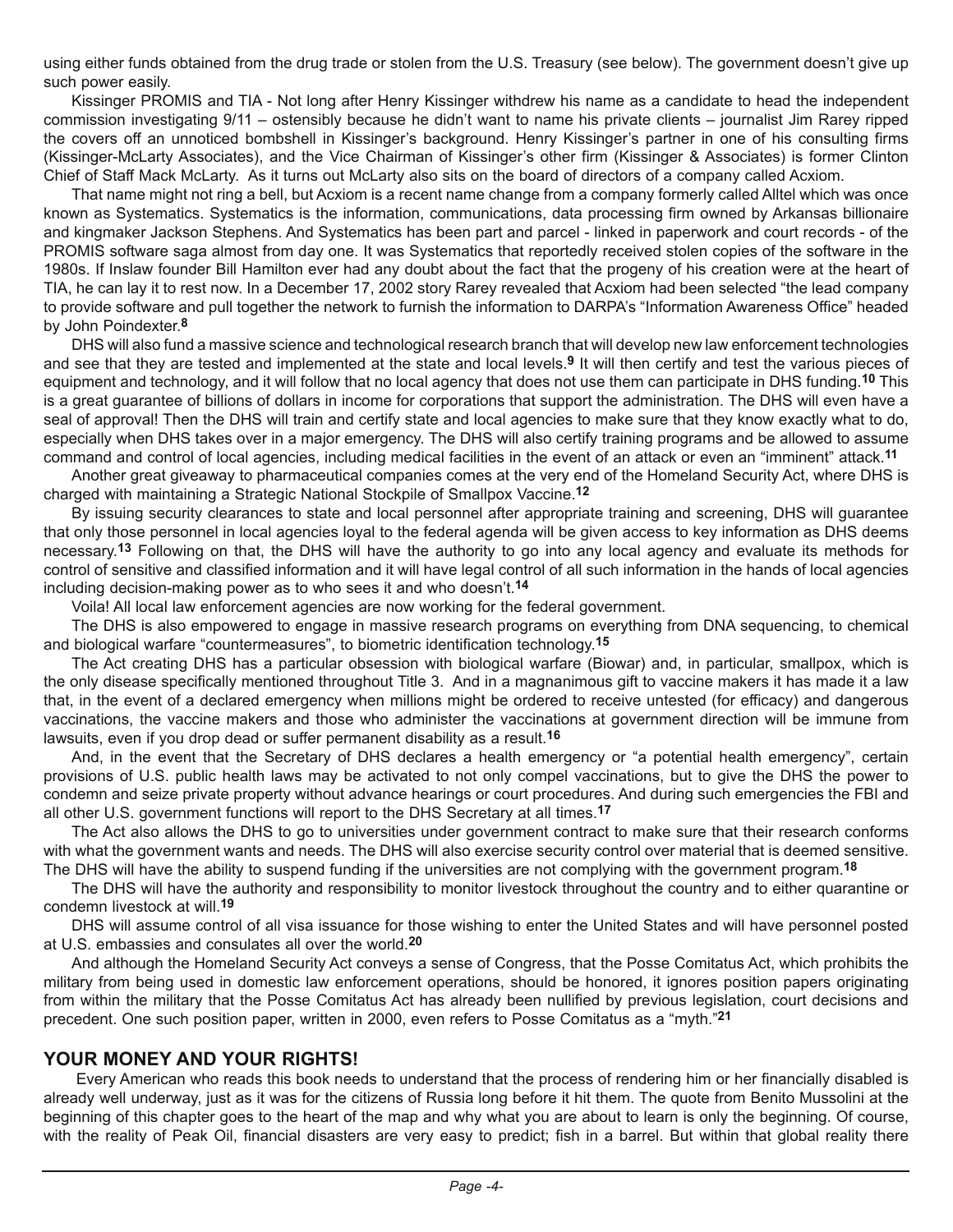using either funds obtained from the drug trade or stolen from the U.S. Treasury (see below). The government doesn't give up such power easily.

Kissinger PROMIS and TIA - Not long after Henry Kissinger withdrew his name as a candidate to head the independent commission investigating 9/11 – ostensibly because he didn't want to name his private clients – journalist Jim Rarey ripped the covers off an unnoticed bombshell in Kissinger's background. Henry Kissinger's partner in one of his consulting firms (Kissinger-McLarty Associates), and the Vice Chairman of Kissinger's other firm (Kissinger & Associates) is former Clinton Chief of Staff Mack McLarty. As it turns out McLarty also sits on the board of directors of a company called Acxiom.

That name might not ring a bell, but Acxiom is a recent name change from a company formerly called Alltel which was once known as Systematics. Systematics is the information, communications, data processing firm owned by Arkansas billionaire and kingmaker Jackson Stephens. And Systematics has been part and parcel - linked in paperwork and court records - of the PROMIS software saga almost from day one. It was Systematics that reportedly received stolen copies of the software in the 1980s. If Inslaw founder Bill Hamilton ever had any doubt about the fact that the progeny of his creation were at the heart of TIA, he can lay it to rest now. In a December 17, 2002 story Rarey revealed that Acxiom had been selected "the lead company to provide software and pull together the network to furnish the information to DARPA's "Information Awareness Office" headed by John Poindexter.[8]

DHS will also fund a massive science and technological research branch that will develop new law enforcement technologies and see that they are tested and implemented at the state and local levels.[9] It will then certify and test the various pieces of equipment and technology, and it will follow that no local agency that does not use them can participate in DHS funding.[10] This is a great guarantee of billions of dollars in income for corporations that support the administration. The DHS will even have a seal of approval! Then the DHS will train and certify state and local agencies to make sure that they know exactly what to do, especially when DHS takes over in a major emergency. The DHS will also certify training programs and be allowed to assume command and control of local agencies, including medical facilities in the event of an attack or even an "imminent" attack.[11]

Another great giveaway to pharmaceutical companies comes at the very end of the Homeland Security Act, where DHS is charged with maintaining a Strategic National Stockpile of Smallpox Vaccine.[12]

By issuing security clearances to state and local personnel after appropriate training and screening, DHS will guarantee that only those personnel in local agencies loyal to the federal agenda will be given access to key information as DHS deems necessary.[13] Following on that, the DHS will have the authority to go into any local agency and evaluate its methods for control of sensitive and classified information and it will have legal control of all such information in the hands of local agencies including decision-making power as to who sees it and who doesn't.[14]

Voila! All local law enforcement agencies are now working for the federal government.

The DHS is also empowered to engage in massive research programs on everything from DNA sequencing, to chemical and biological warfare "countermeasures", to biometric identification technology.[15]

The Act creating DHS has a particular obsession with biological warfare (Biowar) and, in particular, smallpox, which is the only disease specifically mentioned throughout Title 3. And in a magnanimous gift to vaccine makers it has made it a law that, in the event of a declared emergency when millions might be ordered to receive untested (for efficacy) and dangerous vaccinations, the vaccine makers and those who administer the vaccinations at government direction will be immune from lawsuits, even if you drop dead or suffer permanent disability as a result.[16]

And, in the event that the Secretary of DHS declares a health emergency or "a potential health emergency", certain provisions of U.S. public health laws may be activated to not only compel vaccinations, but to give the DHS the power to condemn and seize private property without advance hearings or court procedures. And during such emergencies the FBI and all other U.S. government functions will report to the DHS Secretary at all times.[17]

The Act also allows the DHS to go to universities under government contract to make sure that their research conforms with what the government wants and needs. The DHS will also exercise security control over material that is deemed sensitive. The DHS will have the ability to suspend funding if the universities are not complying with the government program.[18]

The DHS will have the authority and responsibility to monitor livestock throughout the country and to either quarantine or condemn livestock at will.[19]

DHS will assume control of all visa issuance for those wishing to enter the United States and will have personnel posted at U.S. embassies and consulates all over the world.[20]

And although the Homeland Security Act conveys a sense of Congress, that the Posse Comitatus Act, which prohibits the military from being used in domestic law enforcement operations, should be honored, it ignores position papers originating from within the military that the Posse Comitatus Act has already been nullified by previous legislation, court decisions and precedent. One such position paper, written in 2000, even refers to Posse Comitatus as a "myth."[21]

## YOUR MONEY AND YOUR RIGHTS!

Every American who reads this book needs to understand that the process of rendering him or her financially disabled is already well underway, just as it was for the citizens of Russia long before it hit them. The quote from Benito Mussolini at the beginning of this chapter goes to the heart of the map and why what you are about to learn is only the beginning. Of course, with the reality of Peak Oil, financial disasters are very easy to predict; fish in a barrel. But within that global reality there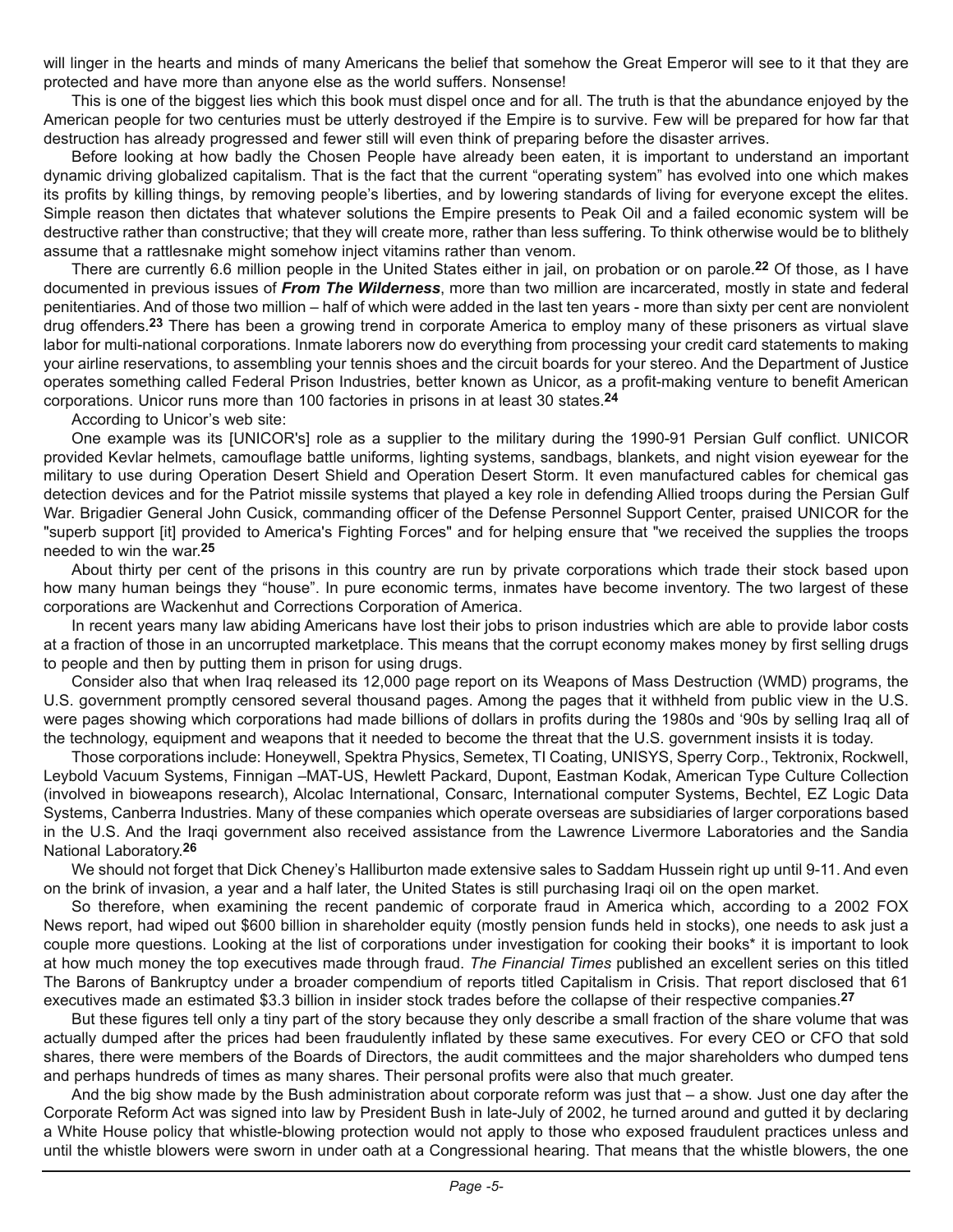will linger in the hearts and minds of many Americans the belief that somehow the Great Emperor will see to it that they are protected and have more than anyone else as the world suffers. Nonsense!

This is one of the biggest lies which this book must dispel once and for all. The truth is that the abundance enjoyed by the American people for two centuries must be utterly destroyed if the Empire is to survive. Few will be prepared for how far that destruction has already progressed and fewer still will even think of preparing before the disaster arrives.

Before looking at how badly the Chosen People have already been eaten, it is important to understand an important dynamic driving globalized capitalism. That is the fact that the current "operating system" has evolved into one which makes its profits by killing things, by removing people's liberties, and by lowering standards of living for everyone except the elites. Simple reason then dictates that whatever solutions the Empire presents to Peak Oil and a failed economic system will be destructive rather than constructive; that they will create more, rather than less suffering. To think otherwise would be to blithely assume that a rattlesnake might somehow inject vitamins rather than venom.

There are currently 6.6 million people in the United States either in jail, on probation or on parole.[22] Of those, as I have documented in previous issues of ***From The Wilderness***, more than two million are incarcerated, mostly in state and federal penitentiaries. And of those two million – half of which were added in the last ten years - more than sixty per cent are nonviolent drug offenders.[23] There has been a growing trend in corporate America to employ many of these prisoners as virtual slave labor for multi-national corporations. Inmate laborers now do everything from processing your credit card statements to making your airline reservations, to assembling your tennis shoes and the circuit boards for your stereo. And the Department of Justice operates something called Federal Prison Industries, better known as Unicor, as a profit-making venture to benefit American corporations. Unicor runs more than 100 factories in prisons in at least 30 states.[24]

According to Unicor's web site:

One example was its [UNICOR's] role as a supplier to the military during the 1990-91 Persian Gulf conflict. UNICOR provided Kevlar helmets, camouflage battle uniforms, lighting systems, sandbags, blankets, and night vision eyewear for the military to use during Operation Desert Shield and Operation Desert Storm. It even manufactured cables for chemical gas detection devices and for the Patriot missile systems that played a key role in defending Allied troops during the Persian Gulf War. Brigadier General John Cusick, commanding officer of the Defense Personnel Support Center, praised UNICOR for the "superb support [it] provided to America's Fighting Forces" and for helping ensure that "we received the supplies the troops needed to win the war.[25]

About thirty per cent of the prisons in this country are run by private corporations which trade their stock based upon how many human beings they "house". In pure economic terms, inmates have become inventory. The two largest of these corporations are Wackenhut and Corrections Corporation of America.

In recent years many law abiding Americans have lost their jobs to prison industries which are able to provide labor costs at a fraction of those in an uncorrupted marketplace. This means that the corrupt economy makes money by first selling drugs to people and then by putting them in prison for using drugs.

Consider also that when Iraq released its 12,000 page report on its Weapons of Mass Destruction (WMD) programs, the U.S. government promptly censored several thousand pages. Among the pages that it withheld from public view in the U.S. were pages showing which corporations had made billions of dollars in profits during the 1980s and '90s by selling Iraq all of the technology, equipment and weapons that it needed to become the threat that the U.S. government insists it is today.

Those corporations include: Honeywell, Spektra Physics, Semetex, TI Coating, UNISYS, Sperry Corp., Tektronix, Rockwell, Leybold Vacuum Systems, Finnigan –MAT-US, Hewlett Packard, Dupont, Eastman Kodak, American Type Culture Collection (involved in bioweapons research), Alcolac International, Consarc, International computer Systems, Bechtel, EZ Logic Data Systems, Canberra Industries. Many of these companies which operate overseas are subsidiaries of larger corporations based in the U.S. And the Iraqi government also received assistance from the Lawrence Livermore Laboratories and the Sandia National Laboratory.[26]

We should not forget that Dick Cheney's Halliburton made extensive sales to Saddam Hussein right up until 9-11. And even on the brink of invasion, a year and a half later, the United States is still purchasing Iraqi oil on the open market.

So therefore, when examining the recent pandemic of corporate fraud in America which, according to a 2002 FOX News report, had wiped out $600 billion in shareholder equity (mostly pension funds held in stocks), one needs to ask just a couple more questions. Looking at the list of corporations under investigation for cooking their books* it is important to look at how much money the top executives made through fraud. *The Financial Times* published an excellent series on this titled The Barons of Bankruptcy under a broader compendium of reports titled Capitalism in Crisis. That report disclosed that 61 executives made an estimated $3.3 billion in insider stock trades before the collapse of their respective companies.[27]

But these figures tell only a tiny part of the story because they only describe a small fraction of the share volume that was actually dumped after the prices had been fraudulently inflated by these same executives. For every CEO or CFO that sold shares, there were members of the Boards of Directors, the audit committees and the major shareholders who dumped tens and perhaps hundreds of times as many shares. Their personal profits were also that much greater.

And the big show made by the Bush administration about corporate reform was just that – a show. Just one day after the Corporate Reform Act was signed into law by President Bush in late-July of 2002, he turned around and gutted it by declaring a White House policy that whistle-blowing protection would not apply to those who exposed fraudulent practices unless and until the whistle blowers were sworn in under oath at a Congressional hearing. That means that the whistle blowers, the one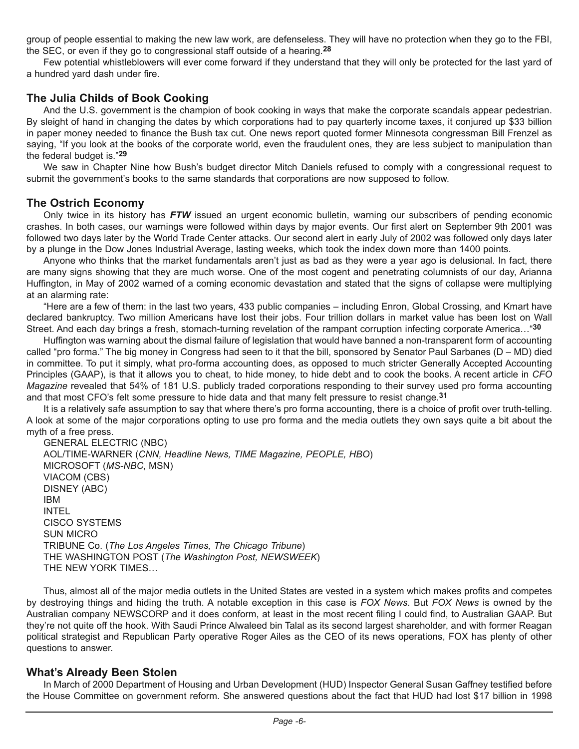group of people essential to making the new law work, are defenseless. They will have no protection when they go to the FBI, the SEC, or even if they go to congressional staff outside of a hearing.[28]

Few potential whistleblowers will ever come forward if they understand that they will only be protected for the last yard of a hundred yard dash under fire.

## The Julia Childs of Book Cooking

And the U.S. government is the champion of book cooking in ways that make the corporate scandals appear pedestrian. By sleight of hand in changing the dates by which corporations had to pay quarterly income taxes, it conjured up $33 billion in paper money needed to finance the Bush tax cut. One news report quoted former Minnesota congressman Bill Frenzel as saying, "If you look at the books of the corporate world, even the fraudulent ones, they are less subject to manipulation than the federal budget is."[29]

We saw in Chapter Nine how Bush's budget director Mitch Daniels refused to comply with a congressional request to submit the government's books to the same standards that corporations are now supposed to follow.

## The Ostrich Economy

Only twice in its history has ***FTW*** issued an urgent economic bulletin, warning our subscribers of pending economic crashes. In both cases, our warnings were followed within days by major events. Our first alert on September 9th 2001 was followed two days later by the World Trade Center attacks. Our second alert in early July of 2002 was followed only days later by a plunge in the Dow Jones Industrial Average, lasting weeks, which took the index down more than 1400 points.

Anyone who thinks that the market fundamentals aren't just as bad as they were a year ago is delusional. In fact, there are many signs showing that they are much worse. One of the most cogent and penetrating columnists of our day, Arianna Huffington, in May of 2002 warned of a coming economic devastation and stated that the signs of collapse were multiplying at an alarming rate:

"Here are a few of them: in the last two years, 433 public companies – including Enron, Global Crossing, and Kmart have declared bankruptcy. Two million Americans have lost their jobs. Four trillion dollars in market value has been lost on Wall Street. And each day brings a fresh, stomach-turning revelation of the rampant corruption infecting corporate America…"[30]

Huffington was warning about the dismal failure of legislation that would have banned a non-transparent form of accounting called "pro forma." The big money in Congress had seen to it that the bill, sponsored by Senator Paul Sarbanes (D – MD) died in committee. To put it simply, what pro-forma accounting does, as opposed to much stricter Generally Accepted Accounting Principles (GAAP), is that it allows you to cheat, to hide money, to hide debt and to cook the books. A recent article in *CFO Magazine* revealed that 54% of 181 U.S. publicly traded corporations responding to their survey used pro forma accounting and that most CFO's felt some pressure to hide data and that many felt pressure to resist change.[31]

It is a relatively safe assumption to say that where there's pro forma accounting, there is a choice of profit over truth-telling. A look at some of the major corporations opting to use pro forma and the media outlets they own says quite a bit about the myth of a free press.

GENERAL ELECTRIC (NBC)
AOL/TIME-WARNER (*CNN, Headline News, TIME Magazine, PEOPLE, HBO*)
MICROSOFT (*MS-NBC*, MSN)
VIACOM (CBS)
DISNEY (ABC)
IBM
INTEL
CISCO SYSTEMS
SUN MICRO
TRIBUNE Co. (*The Los Angeles Times, The Chicago Tribune*)
THE WASHINGTON POST (*The Washington Post, NEWSWEEK*)
THE NEW YORK TIMES…

Thus, almost all of the major media outlets in the United States are vested in a system which makes profits and competes by destroying things and hiding the truth. A notable exception in this case is *FOX News*. But *FOX News* is owned by the Australian company NEWSCORP and it does conform, at least in the most recent filing I could find, to Australian GAAP. But they're not quite off the hook. With Saudi Prince Alwaleed bin Talal as its second largest shareholder, and with former Reagan political strategist and Republican Party operative Roger Ailes as the CEO of its news operations, FOX has plenty of other questions to answer.

## What's Already Been Stolen

In March of 2000 Department of Housing and Urban Development (HUD) Inspector General Susan Gaffney testified before the House Committee on government reform. She answered questions about the fact that HUD had lost $17 billion in 1998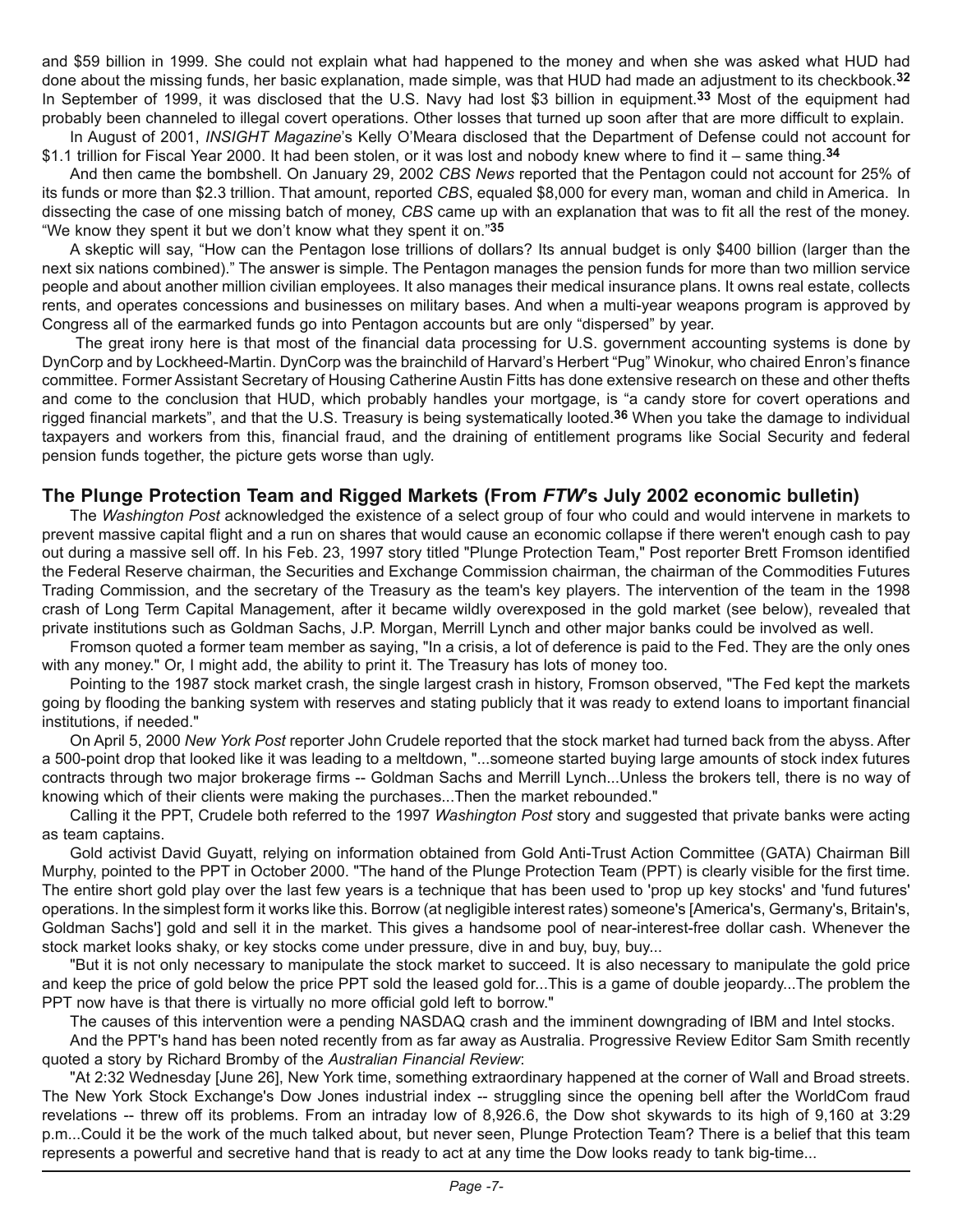and $59 billion in 1999. She could not explain what had happened to the money and when she was asked what HUD had done about the missing funds, her basic explanation, made simple, was that HUD had made an adjustment to its checkbook.[32] In September of 1999, it was disclosed that the U.S. Navy had lost $3 billion in equipment.[33] Most of the equipment had probably been channeled to illegal covert operations. Other losses that turned up soon after that are more difficult to explain.

In August of 2001, *INSIGHT Magazine*'s Kelly O'Meara disclosed that the Department of Defense could not account for $1.1 trillion for Fiscal Year 2000. It had been stolen, or it was lost and nobody knew where to find it – same thing.[34]

And then came the bombshell. On January 29, 2002 *CBS News* reported that the Pentagon could not account for 25% of its funds or more than $2.3 trillion. That amount, reported *CBS*, equaled $8,000 for every man, woman and child in America. In dissecting the case of one missing batch of money, *CBS* came up with an explanation that was to fit all the rest of the money. "We know they spent it but we don't know what they spent it on."[35]

A skeptic will say, "How can the Pentagon lose trillions of dollars? Its annual budget is only $400 billion (larger than the next six nations combined)." The answer is simple. The Pentagon manages the pension funds for more than two million service people and about another million civilian employees. It also manages their medical insurance plans. It owns real estate, collects rents, and operates concessions and businesses on military bases. And when a multi-year weapons program is approved by Congress all of the earmarked funds go into Pentagon accounts but are only "dispersed" by year.

The great irony here is that most of the financial data processing for U.S. government accounting systems is done by DynCorp and by Lockheed-Martin. DynCorp was the brainchild of Harvard's Herbert "Pug" Winokur, who chaired Enron's finance committee. Former Assistant Secretary of Housing Catherine Austin Fitts has done extensive research on these and other thefts and come to the conclusion that HUD, which probably handles your mortgage, is "a candy store for covert operations and rigged financial markets", and that the U.S. Treasury is being systematically looted.[36] When you take the damage to individual taxpayers and workers from this, financial fraud, and the draining of entitlement programs like Social Security and federal pension funds together, the picture gets worse than ugly.

## The Plunge Protection Team and Rigged Markets (From *FTW*'s July 2002 economic bulletin)

The *Washington Post* acknowledged the existence of a select group of four who could and would intervene in markets to prevent massive capital flight and a run on shares that would cause an economic collapse if there weren't enough cash to pay out during a massive sell off. In his Feb. 23, 1997 story titled "Plunge Protection Team," Post reporter Brett Fromson identified the Federal Reserve chairman, the Securities and Exchange Commission chairman, the chairman of the Commodities Futures Trading Commission, and the secretary of the Treasury as the team's key players. The intervention of the team in the 1998 crash of Long Term Capital Management, after it became wildly overexposed in the gold market (see below), revealed that private institutions such as Goldman Sachs, J.P. Morgan, Merrill Lynch and other major banks could be involved as well.

Fromson quoted a former team member as saying, "In a crisis, a lot of deference is paid to the Fed. They are the only ones with any money." Or, I might add, the ability to print it. The Treasury has lots of money too.

Pointing to the 1987 stock market crash, the single largest crash in history, Fromson observed, "The Fed kept the markets going by flooding the banking system with reserves and stating publicly that it was ready to extend loans to important financial institutions, if needed."

On April 5, 2000 *New York Post* reporter John Crudele reported that the stock market had turned back from the abyss. After a 500-point drop that looked like it was leading to a meltdown, "...someone started buying large amounts of stock index futures contracts through two major brokerage firms -- Goldman Sachs and Merrill Lynch...Unless the brokers tell, there is no way of knowing which of their clients were making the purchases...Then the market rebounded."

Calling it the PPT, Crudele both referred to the 1997 *Washington Post* story and suggested that private banks were acting as team captains.

Gold activist David Guyatt, relying on information obtained from Gold Anti-Trust Action Committee (GATA) Chairman Bill Murphy, pointed to the PPT in October 2000. "The hand of the Plunge Protection Team (PPT) is clearly visible for the first time. The entire short gold play over the last few years is a technique that has been used to 'prop up key stocks' and 'fund futures' operations. In the simplest form it works like this. Borrow (at negligible interest rates) someone's [America's, Germany's, Britain's, Goldman Sachs'] gold and sell it in the market. This gives a handsome pool of near-interest-free dollar cash. Whenever the stock market looks shaky, or key stocks come under pressure, dive in and buy, buy, buy...

"But it is not only necessary to manipulate the stock market to succeed. It is also necessary to manipulate the gold price and keep the price of gold below the price PPT sold the leased gold for...This is a game of double jeopardy...The problem the PPT now have is that there is virtually no more official gold left to borrow."

The causes of this intervention were a pending NASDAQ crash and the imminent downgrading of IBM and Intel stocks.

And the PPT's hand has been noted recently from as far away as Australia. Progressive Review Editor Sam Smith recently quoted a story by Richard Bromby of the *Australian Financial Review*:

"At 2:32 Wednesday [June 26], New York time, something extraordinary happened at the corner of Wall and Broad streets. The New York Stock Exchange's Dow Jones industrial index -- struggling since the opening bell after the WorldCom fraud revelations -- threw off its problems. From an intraday low of 8,926.6, the Dow shot skywards to its high of 9,160 at 3:29 p.m...Could it be the work of the much talked about, but never seen, Plunge Protection Team? There is a belief that this team represents a powerful and secretive hand that is ready to act at any time the Dow looks ready to tank big-time...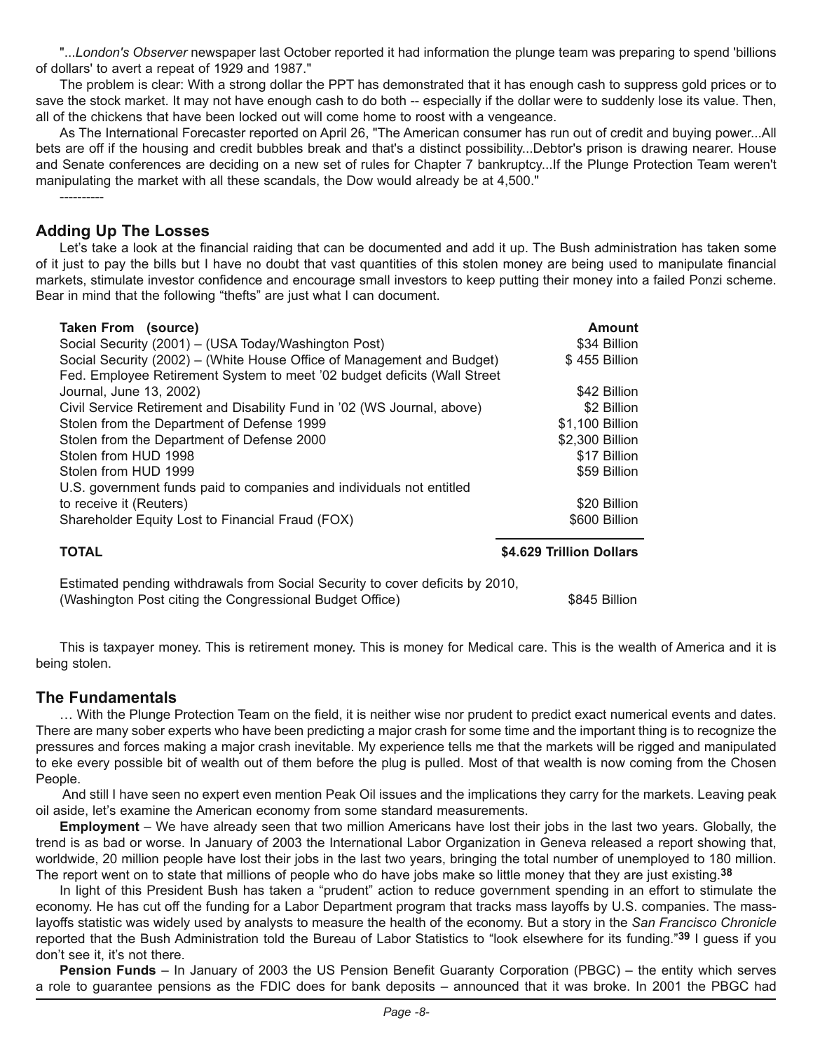"...*London's Observer* newspaper last October reported it had information the plunge team was preparing to spend 'billions of dollars' to avert a repeat of 1929 and 1987."

The problem is clear: With a strong dollar the PPT has demonstrated that it has enough cash to suppress gold prices or to save the stock market. It may not have enough cash to do both -- especially if the dollar were to suddenly lose its value. Then, all of the chickens that have been locked out will come home to roost with a vengeance.

As The International Forecaster reported on April 26, "The American consumer has run out of credit and buying power...All bets are off if the housing and credit bubbles break and that's a distinct possibility...Debtor's prison is drawing nearer. House and Senate conferences are deciding on a new set of rules for Chapter 7 bankruptcy...If the Plunge Protection Team weren't manipulating the market with all these scandals, the Dow would already be at 4,500."

----------

## Adding Up The Losses

Let's take a look at the financial raiding that can be documented and add it up. The Bush administration has taken some of it just to pay the bills but I have no doubt that vast quantities of this stolen money are being used to manipulate financial markets, stimulate investor confidence and encourage small investors to keep putting their money into a failed Ponzi scheme. Bear in mind that the following "thefts" are just what I can document.

| **Taken From (source)** | **Amount** |
|---|---|
| Social Security (2001) – (USA Today/Washington Post) | $34 Billion |
| Social Security (2002) – (White House Office of Management and Budget) | $ 455 Billion |
| Fed. Employee Retirement System to meet '02 budget deficits (Wall Street Journal, June 13, 2002) | $42 Billion |
| Civil Service Retirement and Disability Fund in '02 (WS Journal, above) | $2 Billion |
| Stolen from the Department of Defense 1999 | $1,100 Billion |
| Stolen from the Department of Defense 2000 | $2,300 Billion |
| Stolen from HUD 1998 | $17 Billion |
| Stolen from HUD 1999 | $59 Billion |
| U.S. government funds paid to companies and individuals not entitled to receive it (Reuters) | $20 Billion |
| Shareholder Equity Lost to Financial Fraud (FOX) | $600 Billion |
| **TOTAL** | **$4.629 Trillion Dollars** |
| Estimated pending withdrawals from Social Security to cover deficits by 2010, (Washington Post citing the Congressional Budget Office) | $845 Billion |

This is taxpayer money. This is retirement money. This is money for Medical care. This is the wealth of America and it is being stolen.

## The Fundamentals

… With the Plunge Protection Team on the field, it is neither wise nor prudent to predict exact numerical events and dates. There are many sober experts who have been predicting a major crash for some time and the important thing is to recognize the pressures and forces making a major crash inevitable. My experience tells me that the markets will be rigged and manipulated to eke every possible bit of wealth out of them before the plug is pulled. Most of that wealth is now coming from the Chosen People.

And still I have seen no expert even mention Peak Oil issues and the implications they carry for the markets. Leaving peak oil aside, let's examine the American economy from some standard measurements.

**Employment** – We have already seen that two million Americans have lost their jobs in the last two years. Globally, the trend is as bad or worse. In January of 2003 the International Labor Organization in Geneva released a report showing that, worldwide, 20 million people have lost their jobs in the last two years, bringing the total number of unemployed to 180 million. The report went on to state that millions of people who do have jobs make so little money that they are just existing.[38]

In light of this President Bush has taken a "prudent" action to reduce government spending in an effort to stimulate the economy. He has cut off the funding for a Labor Department program that tracks mass layoffs by U.S. companies. The mass-layoffs statistic was widely used by analysts to measure the health of the economy. But a story in the *San Francisco Chronicle* reported that the Bush Administration told the Bureau of Labor Statistics to "look elsewhere for its funding."[39] I guess if you don't see it, it's not there.

**Pension Funds** – In January of 2003 the US Pension Benefit Guaranty Corporation (PBGC) – the entity which serves a role to guarantee pensions as the FDIC does for bank deposits – announced that it was broke. In 2001 the PBGC had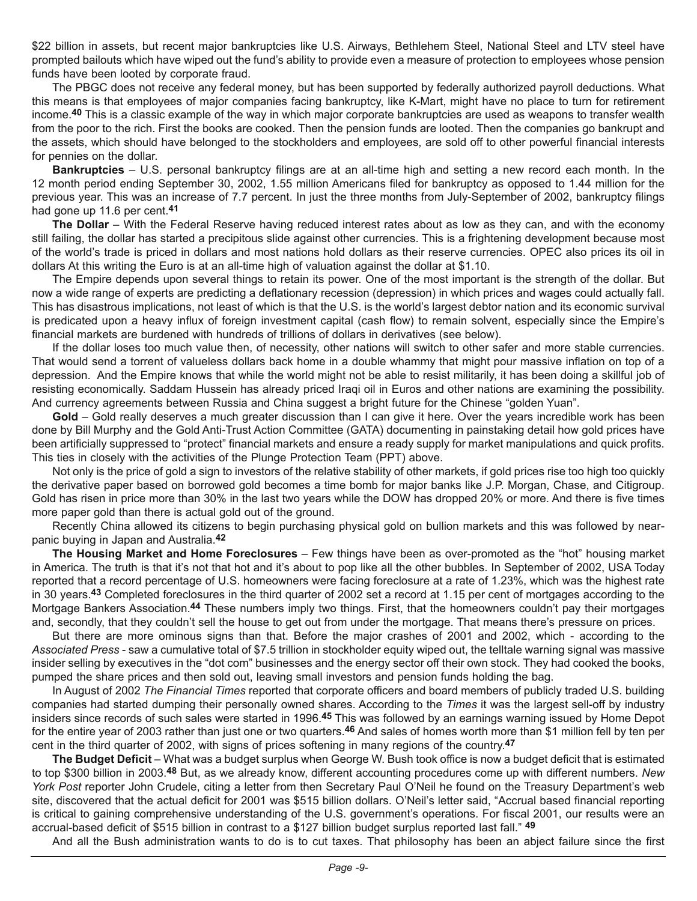$22 billion in assets, but recent major bankruptcies like U.S. Airways, Bethlehem Steel, National Steel and LTV steel have prompted bailouts which have wiped out the fund's ability to provide even a measure of protection to employees whose pension funds have been looted by corporate fraud.

The PBGC does not receive any federal money, but has been supported by federally authorized payroll deductions. What this means is that employees of major companies facing bankruptcy, like K-Mart, might have no place to turn for retirement income.[40] This is a classic example of the way in which major corporate bankruptcies are used as weapons to transfer wealth from the poor to the rich. First the books are cooked. Then the pension funds are looted. Then the companies go bankrupt and the assets, which should have belonged to the stockholders and employees, are sold off to other powerful financial interests for pennies on the dollar.

**Bankruptcies** – U.S. personal bankruptcy filings are at an all-time high and setting a new record each month. In the 12 month period ending September 30, 2002, 1.55 million Americans filed for bankruptcy as opposed to 1.44 million for the previous year. This was an increase of 7.7 percent. In just the three months from July-September of 2002, bankruptcy filings had gone up 11.6 per cent.[41]

**The Dollar** – With the Federal Reserve having reduced interest rates about as low as they can, and with the economy still failing, the dollar has started a precipitous slide against other currencies. This is a frightening development because most of the world's trade is priced in dollars and most nations hold dollars as their reserve currencies. OPEC also prices its oil in dollars At this writing the Euro is at an all-time high of valuation against the dollar at $1.10.

The Empire depends upon several things to retain its power. One of the most important is the strength of the dollar. But now a wide range of experts are predicting a deflationary recession (depression) in which prices and wages could actually fall. This has disastrous implications, not least of which is that the U.S. is the world's largest debtor nation and its economic survival is predicated upon a heavy influx of foreign investment capital (cash flow) to remain solvent, especially since the Empire's financial markets are burdened with hundreds of trillions of dollars in derivatives (see below).

If the dollar loses too much value then, of necessity, other nations will switch to other safer and more stable currencies. That would send a torrent of valueless dollars back home in a double whammy that might pour massive inflation on top of a depression. And the Empire knows that while the world might not be able to resist militarily, it has been doing a skillful job of resisting economically. Saddam Hussein has already priced Iraqi oil in Euros and other nations are examining the possibility. And currency agreements between Russia and China suggest a bright future for the Chinese "golden Yuan".

**Gold** – Gold really deserves a much greater discussion than I can give it here. Over the years incredible work has been done by Bill Murphy and the Gold Anti-Trust Action Committee (GATA) documenting in painstaking detail how gold prices have been artificially suppressed to "protect" financial markets and ensure a ready supply for market manipulations and quick profits. This ties in closely with the activities of the Plunge Protection Team (PPT) above.

Not only is the price of gold a sign to investors of the relative stability of other markets, if gold prices rise too high too quickly the derivative paper based on borrowed gold becomes a time bomb for major banks like J.P. Morgan, Chase, and Citigroup. Gold has risen in price more than 30% in the last two years while the DOW has dropped 20% or more. And there is five times more paper gold than there is actual gold out of the ground.

Recently China allowed its citizens to begin purchasing physical gold on bullion markets and this was followed by near-panic buying in Japan and Australia.[42]

**The Housing Market and Home Foreclosures** – Few things have been as over-promoted as the "hot" housing market in America. The truth is that it's not that hot and it's about to pop like all the other bubbles. In September of 2002, USA Today reported that a record percentage of U.S. homeowners were facing foreclosure at a rate of 1.23%, which was the highest rate in 30 years.[43] Completed foreclosures in the third quarter of 2002 set a record at 1.15 per cent of mortgages according to the Mortgage Bankers Association.[44] These numbers imply two things. First, that the homeowners couldn't pay their mortgages and, secondly, that they couldn't sell the house to get out from under the mortgage. That means there's pressure on prices.

But there are more ominous signs than that. Before the major crashes of 2001 and 2002, which - according to the *Associated Press* - saw a cumulative total of $7.5 trillion in stockholder equity wiped out, the telltale warning signal was massive insider selling by executives in the "dot com" businesses and the energy sector off their own stock. They had cooked the books, pumped the share prices and then sold out, leaving small investors and pension funds holding the bag.

In August of 2002 *The Financial Times* reported that corporate officers and board members of publicly traded U.S. building companies had started dumping their personally owned shares. According to the *Times* it was the largest sell-off by industry insiders since records of such sales were started in 1996.[45] This was followed by an earnings warning issued by Home Depot for the entire year of 2003 rather than just one or two quarters.[46] And sales of homes worth more than $1 million fell by ten per cent in the third quarter of 2002, with signs of prices softening in many regions of the country.[47]

**The Budget Deficit** – What was a budget surplus when George W. Bush took office is now a budget deficit that is estimated to top $300 billion in 2003.[48] But, as we already know, different accounting procedures come up with different numbers. *New York Post* reporter John Crudele, citing a letter from then Secretary Paul O'Neil he found on the Treasury Department's web site, discovered that the actual deficit for 2001 was $515 billion dollars. O'Neil's letter said, "Accrual based financial reporting is critical to gaining comprehensive understanding of the U.S. government's operations. For fiscal 2001, our results were an accrual-based deficit of $515 billion in contrast to a $127 billion budget surplus reported last fall." [49]

And all the Bush administration wants to do is to cut taxes. That philosophy has been an abject failure since the first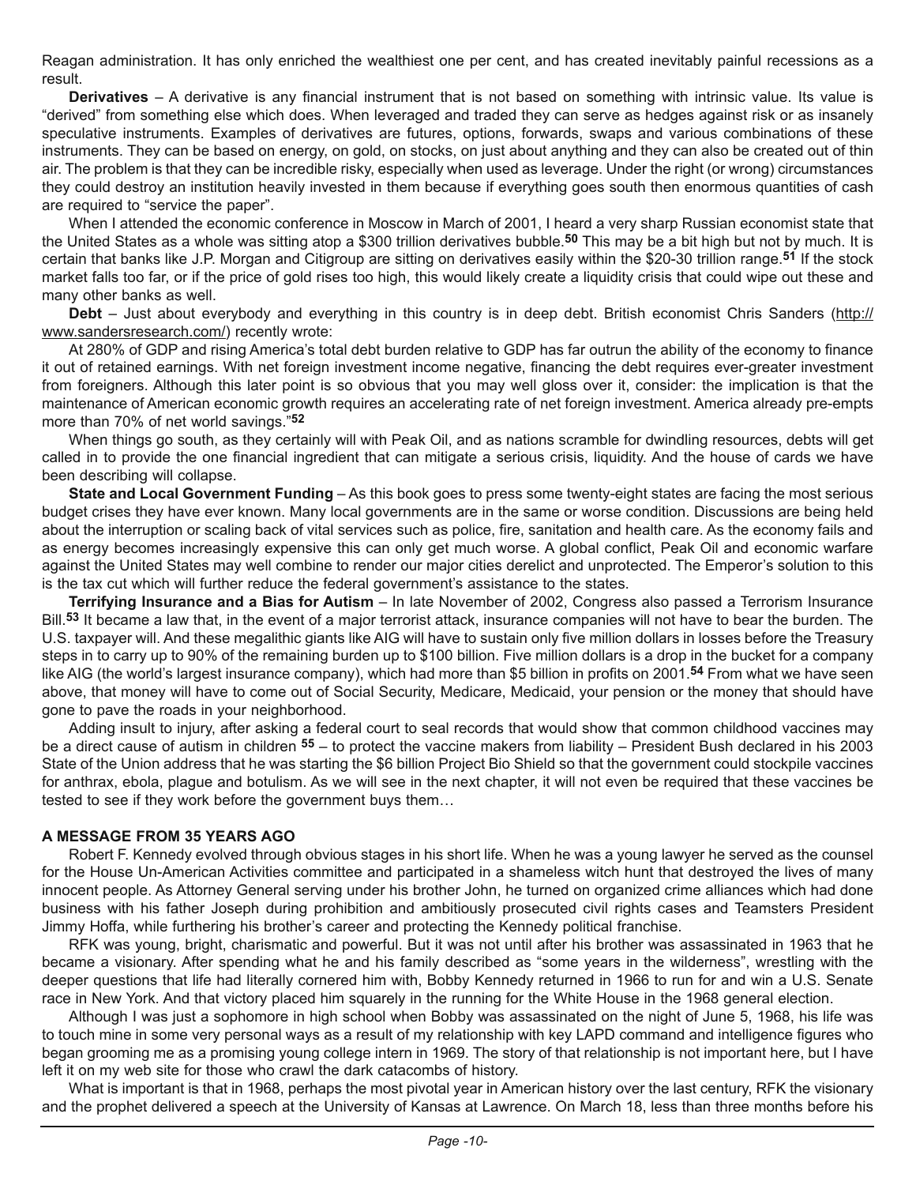Reagan administration. It has only enriched the wealthiest one per cent, and has created inevitably painful recessions as a result.

**Derivatives** – A derivative is any financial instrument that is not based on something with intrinsic value. Its value is "derived" from something else which does. When leveraged and traded they can serve as hedges against risk or as insanely speculative instruments. Examples of derivatives are futures, options, forwards, swaps and various combinations of these instruments. They can be based on energy, on gold, on stocks, on just about anything and they can also be created out of thin air. The problem is that they can be incredible risky, especially when used as leverage. Under the right (or wrong) circumstances they could destroy an institution heavily invested in them because if everything goes south then enormous quantities of cash are required to "service the paper".

When I attended the economic conference in Moscow in March of 2001, I heard a very sharp Russian economist state that the United States as a whole was sitting atop a $300 trillion derivatives bubble.[50] This may be a bit high but not by much. It is certain that banks like J.P. Morgan and Citigroup are sitting on derivatives easily within the $20-30 trillion range.[51] If the stock market falls too far, or if the price of gold rises too high, this would likely create a liquidity crisis that could wipe out these and many other banks as well.

**Debt** – Just about everybody and everything in this country is in deep debt. British economist Chris Sanders (http://www.sandersresearch.com/) recently wrote:

At 280% of GDP and rising America's total debt burden relative to GDP has far outrun the ability of the economy to finance it out of retained earnings. With net foreign investment income negative, financing the debt requires ever-greater investment from foreigners. Although this later point is so obvious that you may well gloss over it, consider: the implication is that the maintenance of American economic growth requires an accelerating rate of net foreign investment. America already pre-empts more than 70% of net world savings."[52]

When things go south, as they certainly will with Peak Oil, and as nations scramble for dwindling resources, debts will get called in to provide the one financial ingredient that can mitigate a serious crisis, liquidity. And the house of cards we have been describing will collapse.

**State and Local Government Funding** – As this book goes to press some twenty-eight states are facing the most serious budget crises they have ever known. Many local governments are in the same or worse condition. Discussions are being held about the interruption or scaling back of vital services such as police, fire, sanitation and health care. As the economy fails and as energy becomes increasingly expensive this can only get much worse. A global conflict, Peak Oil and economic warfare against the United States may well combine to render our major cities derelict and unprotected. The Emperor's solution to this is the tax cut which will further reduce the federal government's assistance to the states.

**Terrifying Insurance and a Bias for Autism** – In late November of 2002, Congress also passed a Terrorism Insurance Bill.[53] It became a law that, in the event of a major terrorist attack, insurance companies will not have to bear the burden. The U.S. taxpayer will. And these megalithic giants like AIG will have to sustain only five million dollars in losses before the Treasury steps in to carry up to 90% of the remaining burden up to $100 billion. Five million dollars is a drop in the bucket for a company like AIG (the world's largest insurance company), which had more than $5 billion in profits on 2001.[54] From what we have seen above, that money will have to come out of Social Security, Medicare, Medicaid, your pension or the money that should have gone to pave the roads in your neighborhood.

Adding insult to injury, after asking a federal court to seal records that would show that common childhood vaccines may be a direct cause of autism in children [55] – to protect the vaccine makers from liability – President Bush declared in his 2003 State of the Union address that he was starting the $6 billion Project Bio Shield so that the government could stockpile vaccines for anthrax, ebola, plague and botulism. As we will see in the next chapter, it will not even be required that these vaccines be tested to see if they work before the government buys them…

**A MESSAGE FROM 35 YEARS AGO**

Robert F. Kennedy evolved through obvious stages in his short life. When he was a young lawyer he served as the counsel for the House Un-American Activities committee and participated in a shameless witch hunt that destroyed the lives of many innocent people. As Attorney General serving under his brother John, he turned on organized crime alliances which had done business with his father Joseph during prohibition and ambitiously prosecuted civil rights cases and Teamsters President Jimmy Hoffa, while furthering his brother's career and protecting the Kennedy political franchise.

RFK was young, bright, charismatic and powerful. But it was not until after his brother was assassinated in 1963 that he became a visionary. After spending what he and his family described as "some years in the wilderness", wrestling with the deeper questions that life had literally cornered him with, Bobby Kennedy returned in 1966 to run for and win a U.S. Senate race in New York. And that victory placed him squarely in the running for the White House in the 1968 general election.

Although I was just a sophomore in high school when Bobby was assassinated on the night of June 5, 1968, his life was to touch mine in some very personal ways as a result of my relationship with key LAPD command and intelligence figures who began grooming me as a promising young college intern in 1969. The story of that relationship is not important here, but I have left it on my web site for those who crawl the dark catacombs of history.

What is important is that in 1968, perhaps the most pivotal year in American history over the last century, RFK the visionary and the prophet delivered a speech at the University of Kansas at Lawrence. On March 18, less than three months before his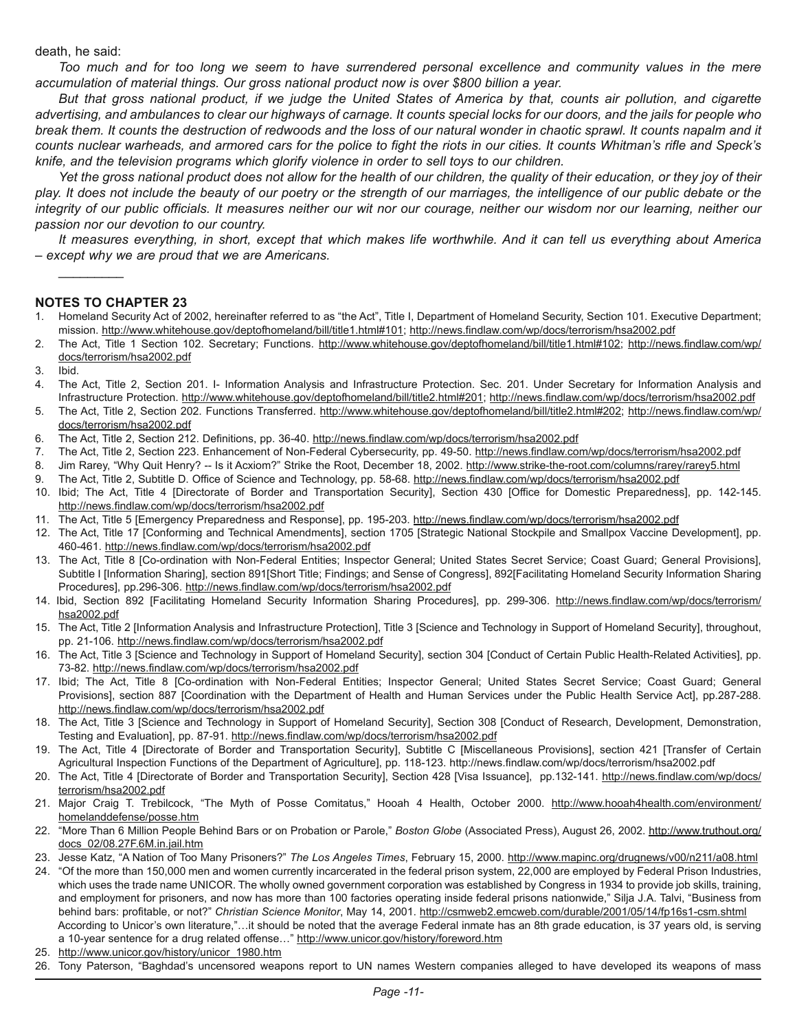death, he said:

*Too much and for too long we seem to have surrendered personal excellence and community values in the mere accumulation of material things. Our gross national product now is over $800 billion a year.*

*But that gross national product, if we judge the United States of America by that, counts air pollution, and cigarette advertising, and ambulances to clear our highways of carnage. It counts special locks for our doors, and the jails for people who break them. It counts the destruction of redwoods and the loss of our natural wonder in chaotic sprawl. It counts napalm and it counts nuclear warheads, and armored cars for the police to fight the riots in our cities. It counts Whitman's rifle and Speck's knife, and the television programs which glorify violence in order to sell toys to our children.*

*Yet the gross national product does not allow for the health of our children, the quality of their education, or they joy of their play. It does not include the beauty of our poetry or the strength of our marriages, the intelligence of our public debate or the integrity of our public officials. It measures neither our wit nor our courage, neither our wisdom nor our learning, neither our passion nor our devotion to our country.*

*It measures everything, in short, except that which makes life worthwhile. And it can tell us everything about America – except why we are proud that we are Americans.*

---

## NOTES TO CHAPTER 23

1. Homeland Security Act of 2002, hereinafter referred to as "the Act", Title I, Department of Homeland Security, Section 101. Executive Department; mission. http://www.whitehouse.gov/deptofhomeland/bill/title1.html#101; http://news.findlaw.com/wp/docs/terrorism/hsa2002.pdf
2. The Act, Title 1 Section 102. Secretary; Functions. http://www.whitehouse.gov/deptofhomeland/bill/title1.html#102; http://news.findlaw.com/wp/docs/terrorism/hsa2002.pdf
3. Ibid.
4. The Act, Title 2, Section 201. I- Information Analysis and Infrastructure Protection. Sec. 201. Under Secretary for Information Analysis and Infrastructure Protection. http://www.whitehouse.gov/deptofhomeland/bill/title2.html#201; http://news.findlaw.com/wp/docs/terrorism/hsa2002.pdf
5. The Act, Title 2, Section 202. Functions Transferred. http://www.whitehouse.gov/deptofhomeland/bill/title2.html#202; http://news.findlaw.com/wp/docs/terrorism/hsa2002.pdf
6. The Act, Title 2, Section 212. Definitions, pp. 36-40. http://news.findlaw.com/wp/docs/terrorism/hsa2002.pdf
7. The Act, Title 2, Section 223. Enhancement of Non-Federal Cybersecurity, pp. 49-50. http://news.findlaw.com/wp/docs/terrorism/hsa2002.pdf
8. Jim Rarey, "Why Quit Henry? -- Is it Acxiom?" Strike the Root, December 18, 2002. http://www.strike-the-root.com/columns/rarey/rarey5.html
9. The Act, Title 2, Subtitle D. Office of Science and Technology, pp. 58-68. http://news.findlaw.com/wp/docs/terrorism/hsa2002.pdf
10. Ibid; The Act, Title 4 [Directorate of Border and Transportation Security], Section 430 [Office for Domestic Preparedness], pp. 142-145. http://news.findlaw.com/wp/docs/terrorism/hsa2002.pdf
11. The Act, Title 5 [Emergency Preparedness and Response], pp. 195-203. http://news.findlaw.com/wp/docs/terrorism/hsa2002.pdf
12. The Act, Title 17 [Conforming and Technical Amendments], section 1705 [Strategic National Stockpile and Smallpox Vaccine Development], pp. 460-461. http://news.findlaw.com/wp/docs/terrorism/hsa2002.pdf
13. The Act, Title 8 [Co-ordination with Non-Federal Entities; Inspector General; United States Secret Service; Coast Guard; General Provisions], Subtitle I [Information Sharing], section 891[Short Title; Findings; and Sense of Congress], 892[Facilitating Homeland Security Information Sharing Procedures], pp.296-306. http://news.findlaw.com/wp/docs/terrorism/hsa2002.pdf
14. Ibid, Section 892 [Facilitating Homeland Security Information Sharing Procedures], pp. 299-306. http://news.findlaw.com/wp/docs/terrorism/hsa2002.pdf
15. The Act, Title 2 [Information Analysis and Infrastructure Protection], Title 3 [Science and Technology in Support of Homeland Security], throughout, pp. 21-106. http://news.findlaw.com/wp/docs/terrorism/hsa2002.pdf
16. The Act, Title 3 [Science and Technology in Support of Homeland Security], section 304 [Conduct of Certain Public Health-Related Activities], pp. 73-82. http://news.findlaw.com/wp/docs/terrorism/hsa2002.pdf
17. Ibid; The Act, Title 8 [Co-ordination with Non-Federal Entities; Inspector General; United States Secret Service; Coast Guard; General Provisions], section 887 [Coordination with the Department of Health and Human Services under the Public Health Service Act], pp.287-288. http://news.findlaw.com/wp/docs/terrorism/hsa2002.pdf
18. The Act, Title 3 [Science and Technology in Support of Homeland Security], Section 308 [Conduct of Research, Development, Demonstration, Testing and Evaluation], pp. 87-91. http://news.findlaw.com/wp/docs/terrorism/hsa2002.pdf
19. The Act, Title 4 [Directorate of Border and Transportation Security], Subtitle C [Miscellaneous Provisions], section 421 [Transfer of Certain Agricultural Inspection Functions of the Department of Agriculture], pp. 118-123. http://news.findlaw.com/wp/docs/terrorism/hsa2002.pdf
20. The Act, Title 4 [Directorate of Border and Transportation Security], Section 428 [Visa Issuance], pp.132-141. http://news.findlaw.com/wp/docs/terrorism/hsa2002.pdf
21. Major Craig T. Trebilcock, "The Myth of Posse Comitatus," Hooah 4 Health, October 2000. http://www.hooah4health.com/environment/homelanddefense/posse.htm
22. "More Than 6 Million People Behind Bars or on Probation or Parole," *Boston Globe* (Associated Press), August 26, 2002. http://www.truthout.org/docs_02/08.27F.6M.in.jail.htm
23. Jesse Katz, "A Nation of Too Many Prisoners?" *The Los Angeles Times*, February 15, 2000. http://www.mapinc.org/drugnews/v00/n211/a08.html
24. "Of the more than 150,000 men and women currently incarcerated in the federal prison system, 22,000 are employed by Federal Prison Industries, which uses the trade name UNICOR. The wholly owned government corporation was established by Congress in 1934 to provide job skills, training, and employment for prisoners, and now has more than 100 factories operating inside federal prisons nationwide," Silja J.A. Talvi, "Business from behind bars: profitable, or not?" *Christian Science Monitor*, May 14, 2001. http://csmweb2.emcweb.com/durable/2001/05/14/fp16s1-csm.shtml
   According to Unicor's own literature,"…it should be noted that the average Federal inmate has an 8th grade education, is 37 years old, is serving a 10-year sentence for a drug related offense…" http://www.unicor.gov/history/foreword.htm
25. http://www.unicor.gov/history/unicor_1980.htm
26. Tony Paterson, "Baghdad's uncensored weapons report to UN names Western companies alleged to have developed its weapons of mass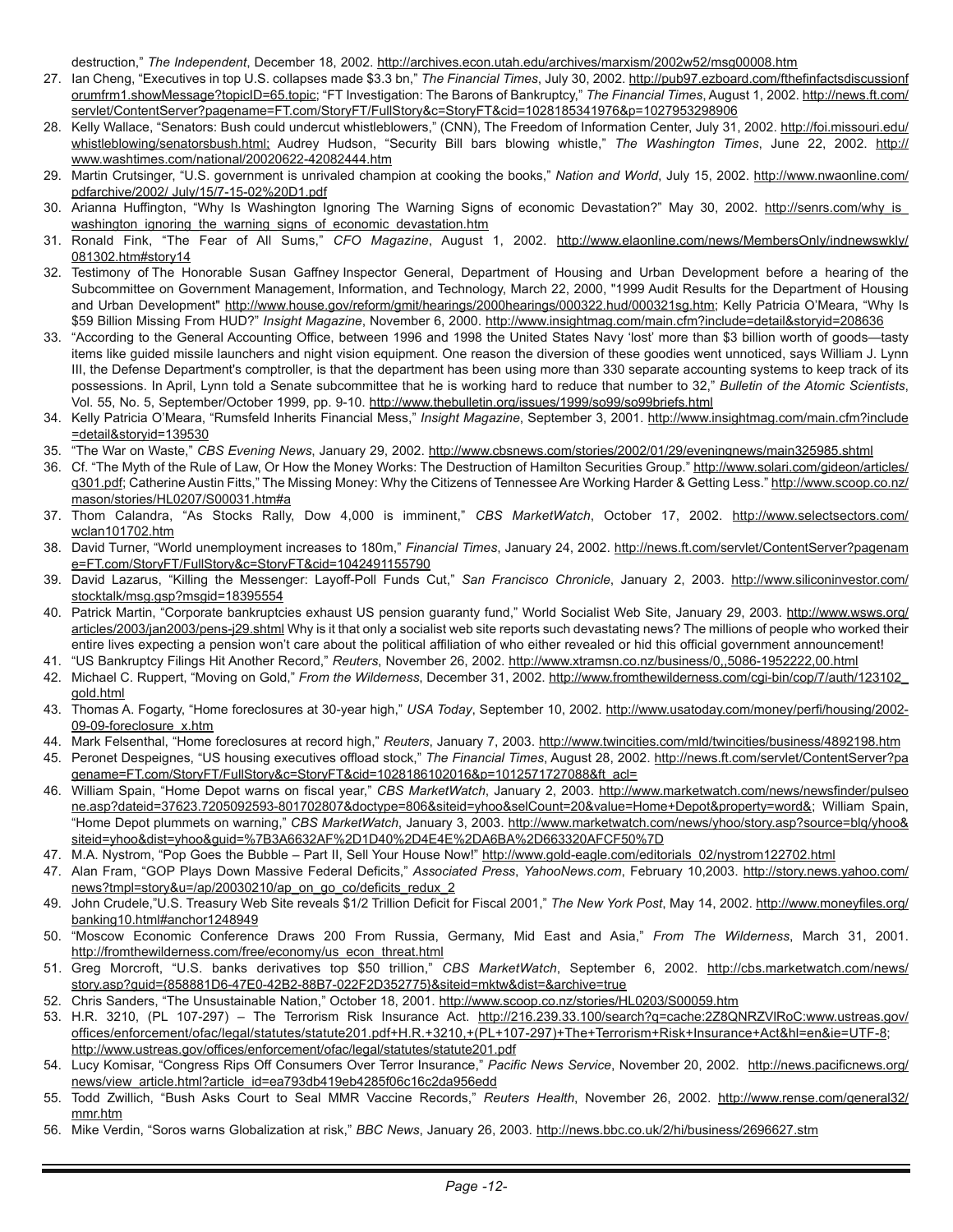destruction," *The Independent*, December 18, 2002. http://archives.econ.utah.edu/archives/marxism/2002w52/msg00008.htm

27. Ian Cheng, "Executives in top U.S. collapses made $3.3 bn," *The Financial Times*, July 30, 2002. http://pub97.ezboard.com/fthefinfactsdiscussionforumfrm1.showMessage?topicID=65.topic; "FT Investigation: The Barons of Bankruptcy," *The Financial Times*, August 1, 2002. http://news.ft.com/servlet/ContentServer?pagename=FT.com/StoryFT/FullStory&c=StoryFT&cid=1028185341976&p=1027953298906
28. Kelly Wallace, "Senators: Bush could undercut whistleblowers," (CNN), The Freedom of Information Center, July 31, 2002. http://foi.missouri.edu/whistleblowing/senatorsbush.html; Audrey Hudson, "Security Bill bars blowing whistle," *The Washington Times*, June 22, 2002. http://www.washtimes.com/national/20020622-42082444.htm
29. Martin Crutsinger, "U.S. government is unrivaled champion at cooking the books," *Nation and World*, July 15, 2002. http://www.nwaonline.com/pdfarchive/2002/ July/15/7-15-02%20D1.pdf
30. Arianna Huffington, "Why Is Washington Ignoring The Warning Signs of economic Devastation?" May 30, 2002. http://senrs.com/why_is_washington_ignoring_the_warning_signs_of_economic_devastation.htm
31. Ronald Fink, "The Fear of All Sums," *CFO Magazine*, August 1, 2002. http://www.elaonline.com/news/MembersOnly/indnewswkly/081302.htm#story14
32. Testimony of The Honorable Susan Gaffney Inspector General, Department of Housing and Urban Development before a hearing of the Subcommittee on Government Management, Information, and Technology, March 22, 2000, "1999 Audit Results for the Department of Housing and Urban Development" http://www.house.gov/reform/gmit/hearings/2000hearings/000322.hud/000321sg.htm; Kelly Patricia O'Meara, "Why Is $59 Billion Missing From HUD?" *Insight Magazine*, November 6, 2000. http://www.insightmag.com/main.cfm?include=detail&storyid=208636
33. "According to the General Accounting Office, between 1996 and 1998 the United States Navy 'lost' more than $3 billion worth of goods—tasty items like guided missile launchers and night vision equipment. One reason the diversion of these goodies went unnoticed, says William J. Lynn III, the Defense Department's comptroller, is that the department has been using more than 330 separate accounting systems to keep track of its possessions. In April, Lynn told a Senate subcommittee that he is working hard to reduce that number to 32," *Bulletin of the Atomic Scientists*, Vol. 55, No. 5, September/October 1999, pp. 9-10. http://www.thebulletin.org/issues/1999/so99/so99briefs.html
34. Kelly Patricia O'Meara, "Rumsfeld Inherits Financial Mess," *Insight Magazine*, September 3, 2001. http://www.insightmag.com/main.cfm?include=detail&storyid=139530
35. "The War on Waste," *CBS Evening News*, January 29, 2002. http://www.cbsnews.com/stories/2002/01/29/eveningnews/main325985.shtml
36. Cf. "The Myth of the Rule of Law, Or How the Money Works: The Destruction of Hamilton Securities Group." http://www.solari.com/gideon/articles/q301.pdf; Catherine Austin Fitts," The Missing Money: Why the Citizens of Tennessee Are Working Harder & Getting Less." http://www.scoop.co.nz/mason/stories/HL0207/S00031.htm#a
37. Thom Calandra, "As Stocks Rally, Dow 4,000 is imminent," *CBS MarketWatch*, October 17, 2002. http://www.selectsectors.com/wclan101702.htm
38. David Turner, "World unemployment increases to 180m," *Financial Times*, January 24, 2002. http://news.ft.com/servlet/ContentServer?pagename=FT.com/StoryFT/FullStory&c=StoryFT&cid=1042491155790
39. David Lazarus, "Killing the Messenger: Layoff-Poll Funds Cut," *San Francisco Chronicle*, January 2, 2003. http://www.siliconinvestor.com/stocktalk/msg.gsp?msgid=18395554
40. Patrick Martin, "Corporate bankruptcies exhaust US pension guaranty fund," World Socialist Web Site, January 29, 2003. http://www.wsws.org/articles/2003/jan2003/pens-j29.shtml Why is it that only a socialist web site reports such devastating news? The millions of people who worked their entire lives expecting a pension won't care about the political affiliation of who either revealed or hid this official government announcement!
41. "US Bankruptcy Filings Hit Another Record," *Reuters*, November 26, 2002. http://www.xtramsn.co.nz/business/0,,5086-1952222,00.html
42. Michael C. Ruppert, "Moving on Gold," *From the Wilderness*, December 31, 2002. http://www.fromthewilderness.com/cgi-bin/cop/7/auth/123102_gold.html
43. Thomas A. Fogarty, "Home foreclosures at 30-year high," *USA Today*, September 10, 2002. http://www.usatoday.com/money/perfi/housing/2002-09-09-foreclosure_x.htm
44. Mark Felsenthal, "Home foreclosures at record high," *Reuters*, January 7, 2003. http://www.twincities.com/mld/twincities/business/4892198.htm
45. Peronet Despeignes, "US housing executives offload stock," *The Financial Times*, August 28, 2002. http://news.ft.com/servlet/ContentServer?pagename=FT.com/StoryFT/FullStory&c=StoryFT&cid=1028186102016&p=1012571727088&ft_acl=
46. William Spain, "Home Depot warns on fiscal year," *CBS MarketWatch*, January 2, 2003. http://www.marketwatch.com/news/newsfinder/pulseone.asp?dateid=37623.7205092593-801702807&doctype=806&siteid=yhoo&selCount=20&value=Home+Depot&property=word&; William Spain, "Home Depot plummets on warning," *CBS MarketWatch*, January 3, 2003. http://www.marketwatch.com/news/yhoo/story.asp?source=blq/yhoo&siteid=yhoo&dist=yhoo&guid=%7B3A6632AF%2D1D40%2D4E4E%2DA6BA%2D663320AFCF50%7D
47. M.A. Nystrom, "Pop Goes the Bubble – Part II, Sell Your House Now!" http://www.gold-eagle.com/editorials_02/nystrom122702.html
47. Alan Fram, "GOP Plays Down Massive Federal Deficits," *Associated Press*, *YahooNews.com*, February 10,2003. http://story.news.yahoo.com/news?tmpl=story&u=/ap/20030210/ap_on_go_co/deficits_redux_2
49. John Crudele,"U.S. Treasury Web Site reveals $1/2 Trillion Deficit for Fiscal 2001," *The New York Post*, May 14, 2002. http://www.moneyfiles.org/banking10.html#anchor1248949
50. "Moscow Economic Conference Draws 200 From Russia, Germany, Mid East and Asia," *From The Wilderness*, March 31, 2001. http://fromthewilderness.com/free/economy/us_econ_threat.html
51. Greg Morcroft, "U.S. banks derivatives top $50 trillion," *CBS MarketWatch*, September 6, 2002. http://cbs.marketwatch.com/news/story.asp?guid={858881D6-47E0-42B2-88B7-022F2D352775}&siteid=mktw&dist=&archive=true
52. Chris Sanders, "The Unsustainable Nation," October 18, 2001. http://www.scoop.co.nz/stories/HL0203/S00059.htm
53. H.R. 3210, (PL 107-297) – The Terrorism Risk Insurance Act. http://216.239.33.100/search?q=cache:2Z8QNRZVlRoC:www.ustreas.gov/offices/enforcement/ofac/legal/statutes/statute201.pdf+H.R.+3210,+(PL+107-297)+The+Terrorism+Risk+Insurance+Act&hl=en&ie=UTF-8; http://www.ustreas.gov/offices/enforcement/ofac/legal/statutes/statute201.pdf
54. Lucy Komisar, "Congress Rips Off Consumers Over Terror Insurance," *Pacific News Service*, November 20, 2002. http://news.pacificnews.org/news/view_article.html?article_id=ea793db419eb4285f06c16c2da956edd
55. Todd Zwillich, "Bush Asks Court to Seal MMR Vaccine Records," *Reuters Health*, November 26, 2002. http://www.rense.com/general32/mmr.htm
56. Mike Verdin, "Soros warns Globalization at risk," *BBC News*, January 26, 2003. http://news.bbc.co.uk/2/hi/business/2696627.stm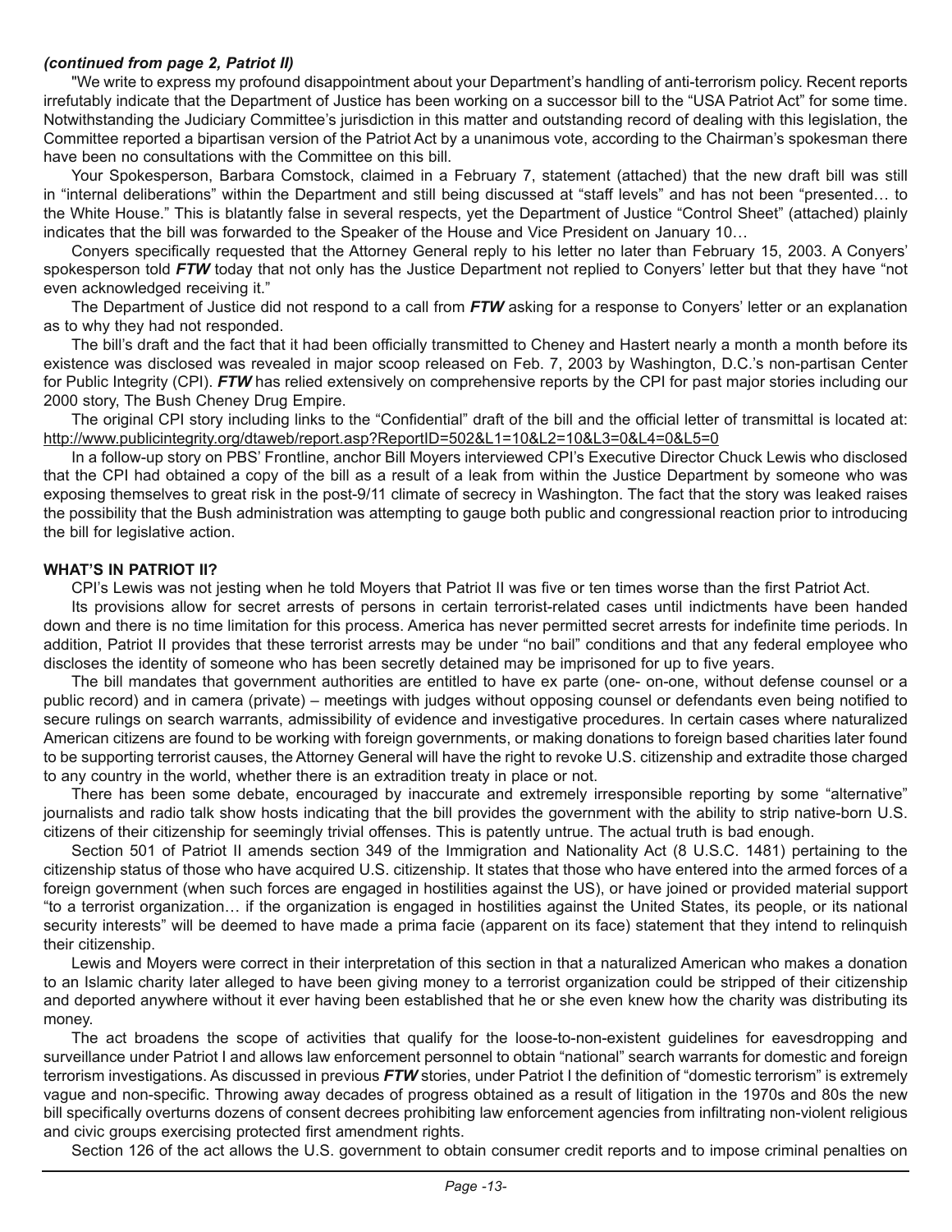*(continued from page 2, Patriot II)*

"We write to express my profound disappointment about your Department's handling of anti-terrorism policy. Recent reports irrefutably indicate that the Department of Justice has been working on a successor bill to the "USA Patriot Act" for some time. Notwithstanding the Judiciary Committee's jurisdiction in this matter and outstanding record of dealing with this legislation, the Committee reported a bipartisan version of the Patriot Act by a unanimous vote, according to the Chairman's spokesman there have been no consultations with the Committee on this bill.

Your Spokesperson, Barbara Comstock, claimed in a February 7, statement (attached) that the new draft bill was still in "internal deliberations" within the Department and still being discussed at "staff levels" and has not been "presented… to the White House." This is blatantly false in several respects, yet the Department of Justice "Control Sheet" (attached) plainly indicates that the bill was forwarded to the Speaker of the House and Vice President on January 10…

Conyers specifically requested that the Attorney General reply to his letter no later than February 15, 2003. A Conyers' spokesperson told ***FTW*** today that not only has the Justice Department not replied to Conyers' letter but that they have "not even acknowledged receiving it."

The Department of Justice did not respond to a call from ***FTW*** asking for a response to Conyers' letter or an explanation as to why they had not responded.

The bill's draft and the fact that it had been officially transmitted to Cheney and Hastert nearly a month a month before its existence was disclosed was revealed in major scoop released on Feb. 7, 2003 by Washington, D.C.'s non-partisan Center for Public Integrity (CPI). ***FTW*** has relied extensively on comprehensive reports by the CPI for past major stories including our 2000 story, The Bush Cheney Drug Empire.

The original CPI story including links to the "Confidential" draft of the bill and the official letter of transmittal is located at: http://www.publicintegrity.org/dtaweb/report.asp?ReportID=502&L1=10&L2=10&L3=0&L4=0&L5=0

In a follow-up story on PBS' Frontline, anchor Bill Moyers interviewed CPI's Executive Director Chuck Lewis who disclosed that the CPI had obtained a copy of the bill as a result of a leak from within the Justice Department by someone who was exposing themselves to great risk in the post-9/11 climate of secrecy in Washington. The fact that the story was leaked raises the possibility that the Bush administration was attempting to gauge both public and congressional reaction prior to introducing the bill for legislative action.

**WHAT'S IN PATRIOT II?**

CPI's Lewis was not jesting when he told Moyers that Patriot II was five or ten times worse than the first Patriot Act.

Its provisions allow for secret arrests of persons in certain terrorist-related cases until indictments have been handed down and there is no time limitation for this process. America has never permitted secret arrests for indefinite time periods. In addition, Patriot II provides that these terrorist arrests may be under "no bail" conditions and that any federal employee who discloses the identity of someone who has been secretly detained may be imprisoned for up to five years.

The bill mandates that government authorities are entitled to have ex parte (one- on-one, without defense counsel or a public record) and in camera (private) – meetings with judges without opposing counsel or defendants even being notified to secure rulings on search warrants, admissibility of evidence and investigative procedures. In certain cases where naturalized American citizens are found to be working with foreign governments, or making donations to foreign based charities later found to be supporting terrorist causes, the Attorney General will have the right to revoke U.S. citizenship and extradite those charged to any country in the world, whether there is an extradition treaty in place or not.

There has been some debate, encouraged by inaccurate and extremely irresponsible reporting by some "alternative" journalists and radio talk show hosts indicating that the bill provides the government with the ability to strip native-born U.S. citizens of their citizenship for seemingly trivial offenses. This is patently untrue. The actual truth is bad enough.

Section 501 of Patriot II amends section 349 of the Immigration and Nationality Act (8 U.S.C. 1481) pertaining to the citizenship status of those who have acquired U.S. citizenship. It states that those who have entered into the armed forces of a foreign government (when such forces are engaged in hostilities against the US), or have joined or provided material support "to a terrorist organization… if the organization is engaged in hostilities against the United States, its people, or its national security interests" will be deemed to have made a prima facie (apparent on its face) statement that they intend to relinquish their citizenship.

Lewis and Moyers were correct in their interpretation of this section in that a naturalized American who makes a donation to an Islamic charity later alleged to have been giving money to a terrorist organization could be stripped of their citizenship and deported anywhere without it ever having been established that he or she even knew how the charity was distributing its money.

The act broadens the scope of activities that qualify for the loose-to-non-existent guidelines for eavesdropping and surveillance under Patriot I and allows law enforcement personnel to obtain "national" search warrants for domestic and foreign terrorism investigations. As discussed in previous ***FTW*** stories, under Patriot I the definition of "domestic terrorism" is extremely vague and non-specific. Throwing away decades of progress obtained as a result of litigation in the 1970s and 80s the new bill specifically overturns dozens of consent decrees prohibiting law enforcement agencies from infiltrating non-violent religious and civic groups exercising protected first amendment rights.

Section 126 of the act allows the U.S. government to obtain consumer credit reports and to impose criminal penalties on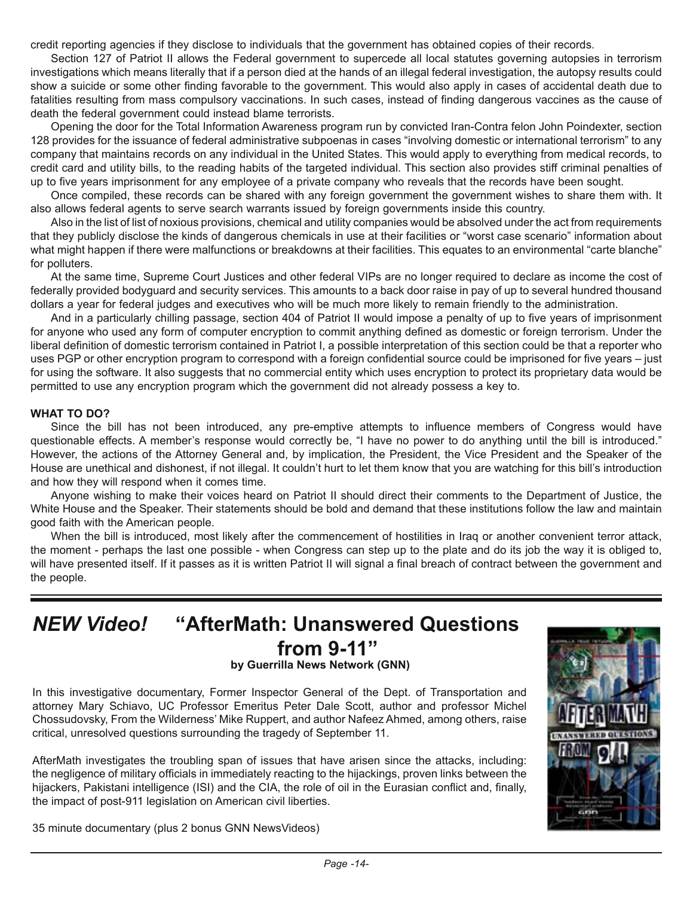credit reporting agencies if they disclose to individuals that the government has obtained copies of their records.

Section 127 of Patriot II allows the Federal government to supercede all local statutes governing autopsies in terrorism investigations which means literally that if a person died at the hands of an illegal federal investigation, the autopsy results could show a suicide or some other finding favorable to the government. This would also apply in cases of accidental death due to fatalities resulting from mass compulsory vaccinations. In such cases, instead of finding dangerous vaccines as the cause of death the federal government could instead blame terrorists.

Opening the door for the Total Information Awareness program run by convicted Iran-Contra felon John Poindexter, section 128 provides for the issuance of federal administrative subpoenas in cases "involving domestic or international terrorism" to any company that maintains records on any individual in the United States. This would apply to everything from medical records, to credit card and utility bills, to the reading habits of the targeted individual. This section also provides stiff criminal penalties of up to five years imprisonment for any employee of a private company who reveals that the records have been sought.

Once compiled, these records can be shared with any foreign government the government wishes to share them with. It also allows federal agents to serve search warrants issued by foreign governments inside this country.

Also in the list of list of noxious provisions, chemical and utility companies would be absolved under the act from requirements that they publicly disclose the kinds of dangerous chemicals in use at their facilities or "worst case scenario" information about what might happen if there were malfunctions or breakdowns at their facilities. This equates to an environmental "carte blanche" for polluters.

At the same time, Supreme Court Justices and other federal VIPs are no longer required to declare as income the cost of federally provided bodyguard and security services. This amounts to a back door raise in pay of up to several hundred thousand dollars a year for federal judges and executives who will be much more likely to remain friendly to the administration.

And in a particularly chilling passage, section 404 of Patriot II would impose a penalty of up to five years of imprisonment for anyone who used any form of computer encryption to commit anything defined as domestic or foreign terrorism. Under the liberal definition of domestic terrorism contained in Patriot I, a possible interpretation of this section could be that a reporter who uses PGP or other encryption program to correspond with a foreign confidential source could be imprisoned for five years – just for using the software. It also suggests that no commercial entity which uses encryption to protect its proprietary data would be permitted to use any encryption program which the government did not already possess a key to.

**WHAT TO DO?**

Since the bill has not been introduced, any pre-emptive attempts to influence members of Congress would have questionable effects. A member's response would correctly be, "I have no power to do anything until the bill is introduced." However, the actions of the Attorney General and, by implication, the President, the Vice President and the Speaker of the House are unethical and dishonest, if not illegal. It couldn't hurt to let them know that you are watching for this bill's introduction and how they will respond when it comes time.

Anyone wishing to make their voices heard on Patriot II should direct their comments to the Department of Justice, the White House and the Speaker. Their statements should be bold and demand that these institutions follow the law and maintain good faith with the American people.

When the bill is introduced, most likely after the commencement of hostilities in Iraq or another convenient terror attack, the moment - perhaps the last one possible - when Congress can step up to the plate and do its job the way it is obliged to, will have presented itself. If it passes as it is written Patriot II will signal a final breach of contract between the government and the people.

---

## *NEW Video!* "AfterMath: Unanswered Questions from 9-11"

**by Guerrilla News Network (GNN)**

In this investigative documentary, Former Inspector General of the Dept. of Transportation and attorney Mary Schiavo, UC Professor Emeritus Peter Dale Scott, author and professor Michel Chossudovsky, From the Wilderness' Mike Ruppert, and author Nafeez Ahmed, among others, raise critical, unresolved questions surrounding the tragedy of September 11.

AfterMath investigates the troubling span of issues that have arisen since the attacks, including: the negligence of military officials in immediately reacting to the hijackings, proven links between the hijackers, Pakistani intelligence (ISI) and the CIA, the role of oil in the Eurasian conflict and, finally, the impact of post-911 legislation on American civil liberties.

35 minute documentary (plus 2 bonus GNN NewsVideos)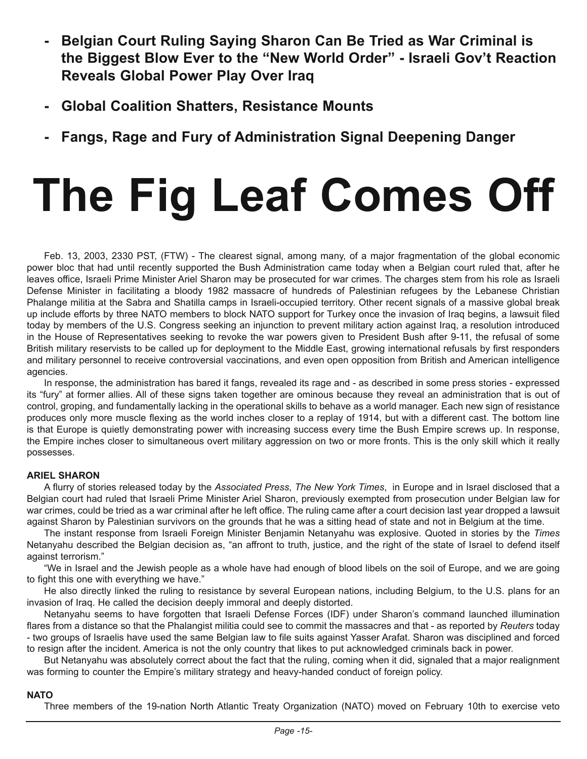- **Belgian Court Ruling Saying Sharon Can Be Tried as War Criminal is the Biggest Blow Ever to the "New World Order" - Israeli Gov't Reaction Reveals Global Power Play Over Iraq**

- **Global Coalition Shatters, Resistance Mounts**

- **Fangs, Rage and Fury of Administration Signal Deepening Danger**

# The Fig Leaf Comes Off

Feb. 13, 2003, 2330 PST, (FTW) - The clearest signal, among many, of a major fragmentation of the global economic power bloc that had until recently supported the Bush Administration came today when a Belgian court ruled that, after he leaves office, Israeli Prime Minister Ariel Sharon may be prosecuted for war crimes. The charges stem from his role as Israeli Defense Minister in facilitating a bloody 1982 massacre of hundreds of Palestinian refugees by the Lebanese Christian Phalange militia at the Sabra and Shatilla camps in Israeli-occupied territory. Other recent signals of a massive global break up include efforts by three NATO members to block NATO support for Turkey once the invasion of Iraq begins, a lawsuit filed today by members of the U.S. Congress seeking an injunction to prevent military action against Iraq, a resolution introduced in the House of Representatives seeking to revoke the war powers given to President Bush after 9-11, the refusal of some British military reservists to be called up for deployment to the Middle East, growing international refusals by first responders and military personnel to receive controversial vaccinations, and even open opposition from British and American intelligence agencies.

In response, the administration has bared it fangs, revealed its rage and - as described in some press stories - expressed its "fury" at former allies. All of these signs taken together are ominous because they reveal an administration that is out of control, groping, and fundamentally lacking in the operational skills to behave as a world manager. Each new sign of resistance produces only more muscle flexing as the world inches closer to a replay of 1914, but with a different cast. The bottom line is that Europe is quietly demonstrating power with increasing success every time the Bush Empire screws up. In response, the Empire inches closer to simultaneous overt military aggression on two or more fronts. This is the only skill which it really possesses.

**ARIEL SHARON**

A flurry of stories released today by the *Associated Press*, *The New York Times*, in Europe and in Israel disclosed that a Belgian court had ruled that Israeli Prime Minister Ariel Sharon, previously exempted from prosecution under Belgian law for war crimes, could be tried as a war criminal after he left office. The ruling came after a court decision last year dropped a lawsuit against Sharon by Palestinian survivors on the grounds that he was a sitting head of state and not in Belgium at the time.

The instant response from Israeli Foreign Minister Benjamin Netanyahu was explosive. Quoted in stories by the *Times* Netanyahu described the Belgian decision as, "an affront to truth, justice, and the right of the state of Israel to defend itself against terrorism."

"We in Israel and the Jewish people as a whole have had enough of blood libels on the soil of Europe, and we are going to fight this one with everything we have."

He also directly linked the ruling to resistance by several European nations, including Belgium, to the U.S. plans for an invasion of Iraq. He called the decision deeply immoral and deeply distorted.

Netanyahu seems to have forgotten that Israeli Defense Forces (IDF) under Sharon's command launched illumination flares from a distance so that the Phalangist militia could see to commit the massacres and that - as reported by *Reuters* today - two groups of Israelis have used the same Belgian law to file suits against Yasser Arafat. Sharon was disciplined and forced to resign after the incident. America is not the only country that likes to put acknowledged criminals back in power.

But Netanyahu was absolutely correct about the fact that the ruling, coming when it did, signaled that a major realignment was forming to counter the Empire's military strategy and heavy-handed conduct of foreign policy.

**NATO**

Three members of the 19-nation North Atlantic Treaty Organization (NATO) moved on February 10th to exercise veto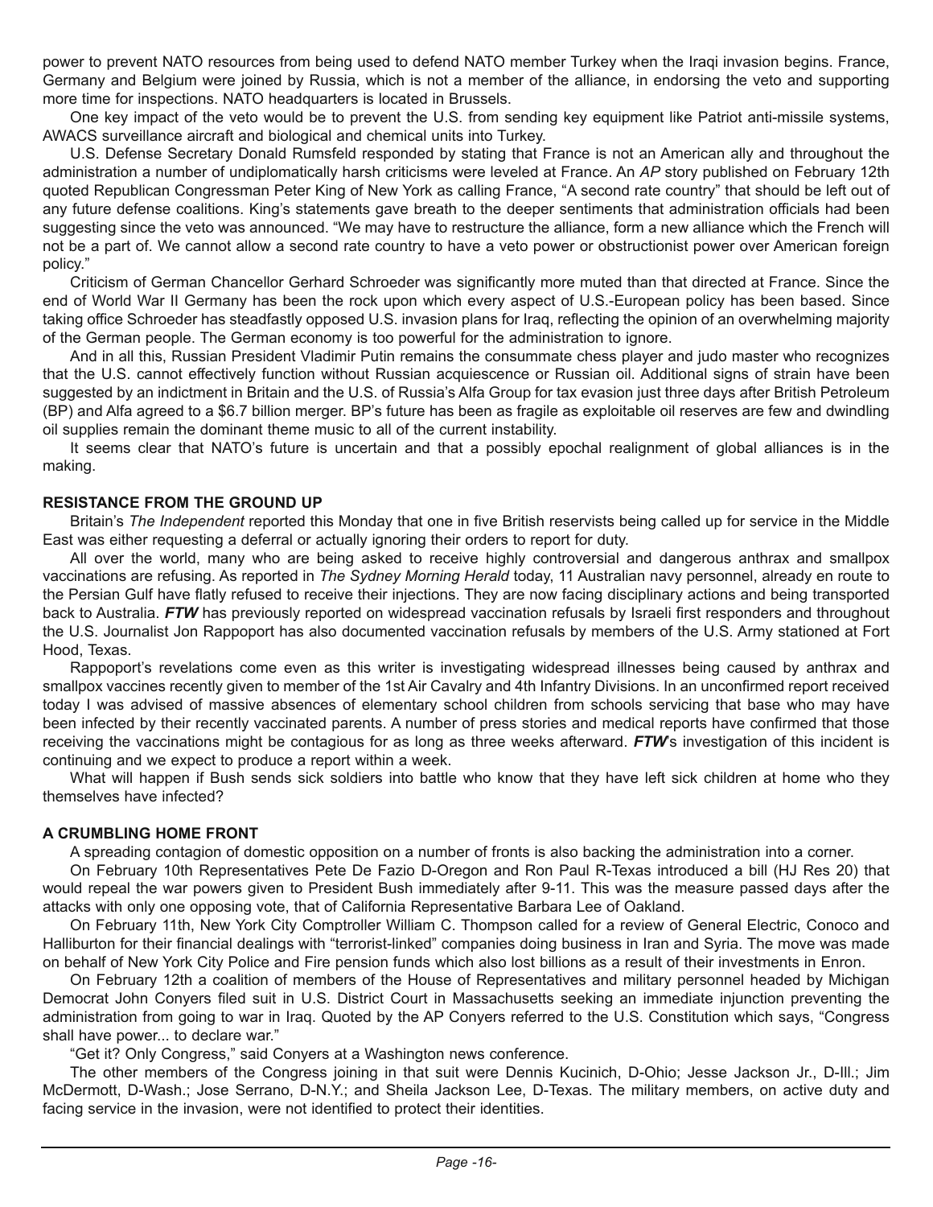power to prevent NATO resources from being used to defend NATO member Turkey when the Iraqi invasion begins. France, Germany and Belgium were joined by Russia, which is not a member of the alliance, in endorsing the veto and supporting more time for inspections. NATO headquarters is located in Brussels.

One key impact of the veto would be to prevent the U.S. from sending key equipment like Patriot anti-missile systems, AWACS surveillance aircraft and biological and chemical units into Turkey.

U.S. Defense Secretary Donald Rumsfeld responded by stating that France is not an American ally and throughout the administration a number of undiplomatically harsh criticisms were leveled at France. An *AP* story published on February 12th quoted Republican Congressman Peter King of New York as calling France, "A second rate country" that should be left out of any future defense coalitions. King's statements gave breath to the deeper sentiments that administration officials had been suggesting since the veto was announced. "We may have to restructure the alliance, form a new alliance which the French will not be a part of. We cannot allow a second rate country to have a veto power or obstructionist power over American foreign policy."

Criticism of German Chancellor Gerhard Schroeder was significantly more muted than that directed at France. Since the end of World War II Germany has been the rock upon which every aspect of U.S.-European policy has been based. Since taking office Schroeder has steadfastly opposed U.S. invasion plans for Iraq, reflecting the opinion of an overwhelming majority of the German people. The German economy is too powerful for the administration to ignore.

And in all this, Russian President Vladimir Putin remains the consummate chess player and judo master who recognizes that the U.S. cannot effectively function without Russian acquiescence or Russian oil. Additional signs of strain have been suggested by an indictment in Britain and the U.S. of Russia's Alfa Group for tax evasion just three days after British Petroleum (BP) and Alfa agreed to a $6.7 billion merger. BP's future has been as fragile as exploitable oil reserves are few and dwindling oil supplies remain the dominant theme music to all of the current instability.

It seems clear that NATO's future is uncertain and that a possibly epochal realignment of global alliances is in the making.

### RESISTANCE FROM THE GROUND UP

Britain's *The Independent* reported this Monday that one in five British reservists being called up for service in the Middle East was either requesting a deferral or actually ignoring their orders to report for duty.

All over the world, many who are being asked to receive highly controversial and dangerous anthrax and smallpox vaccinations are refusing. As reported in *The Sydney Morning Herald* today, 11 Australian navy personnel, already en route to the Persian Gulf have flatly refused to receive their injections. They are now facing disciplinary actions and being transported back to Australia. ***FTW*** has previously reported on widespread vaccination refusals by Israeli first responders and throughout the U.S. Journalist Jon Rappoport has also documented vaccination refusals by members of the U.S. Army stationed at Fort Hood, Texas.

Rappoport's revelations come even as this writer is investigating widespread illnesses being caused by anthrax and smallpox vaccines recently given to member of the 1st Air Cavalry and 4th Infantry Divisions. In an unconfirmed report received today I was advised of massive absences of elementary school children from schools servicing that base who may have been infected by their recently vaccinated parents. A number of press stories and medical reports have confirmed that those receiving the vaccinations might be contagious for as long as three weeks afterward. ***FTW***'s investigation of this incident is continuing and we expect to produce a report within a week.

What will happen if Bush sends sick soldiers into battle who know that they have left sick children at home who they themselves have infected?

### A CRUMBLING HOME FRONT

A spreading contagion of domestic opposition on a number of fronts is also backing the administration into a corner.

On February 10th Representatives Pete De Fazio D-Oregon and Ron Paul R-Texas introduced a bill (HJ Res 20) that would repeal the war powers given to President Bush immediately after 9-11. This was the measure passed days after the attacks with only one opposing vote, that of California Representative Barbara Lee of Oakland.

On February 11th, New York City Comptroller William C. Thompson called for a review of General Electric, Conoco and Halliburton for their financial dealings with "terrorist-linked" companies doing business in Iran and Syria. The move was made on behalf of New York City Police and Fire pension funds which also lost billions as a result of their investments in Enron.

On February 12th a coalition of members of the House of Representatives and military personnel headed by Michigan Democrat John Conyers filed suit in U.S. District Court in Massachusetts seeking an immediate injunction preventing the administration from going to war in Iraq. Quoted by the AP Conyers referred to the U.S. Constitution which says, "Congress shall have power... to declare war."

"Get it? Only Congress," said Conyers at a Washington news conference.

The other members of the Congress joining in that suit were Dennis Kucinich, D-Ohio; Jesse Jackson Jr., D-Ill.; Jim McDermott, D-Wash.; Jose Serrano, D-N.Y.; and Sheila Jackson Lee, D-Texas. The military members, on active duty and facing service in the invasion, were not identified to protect their identities.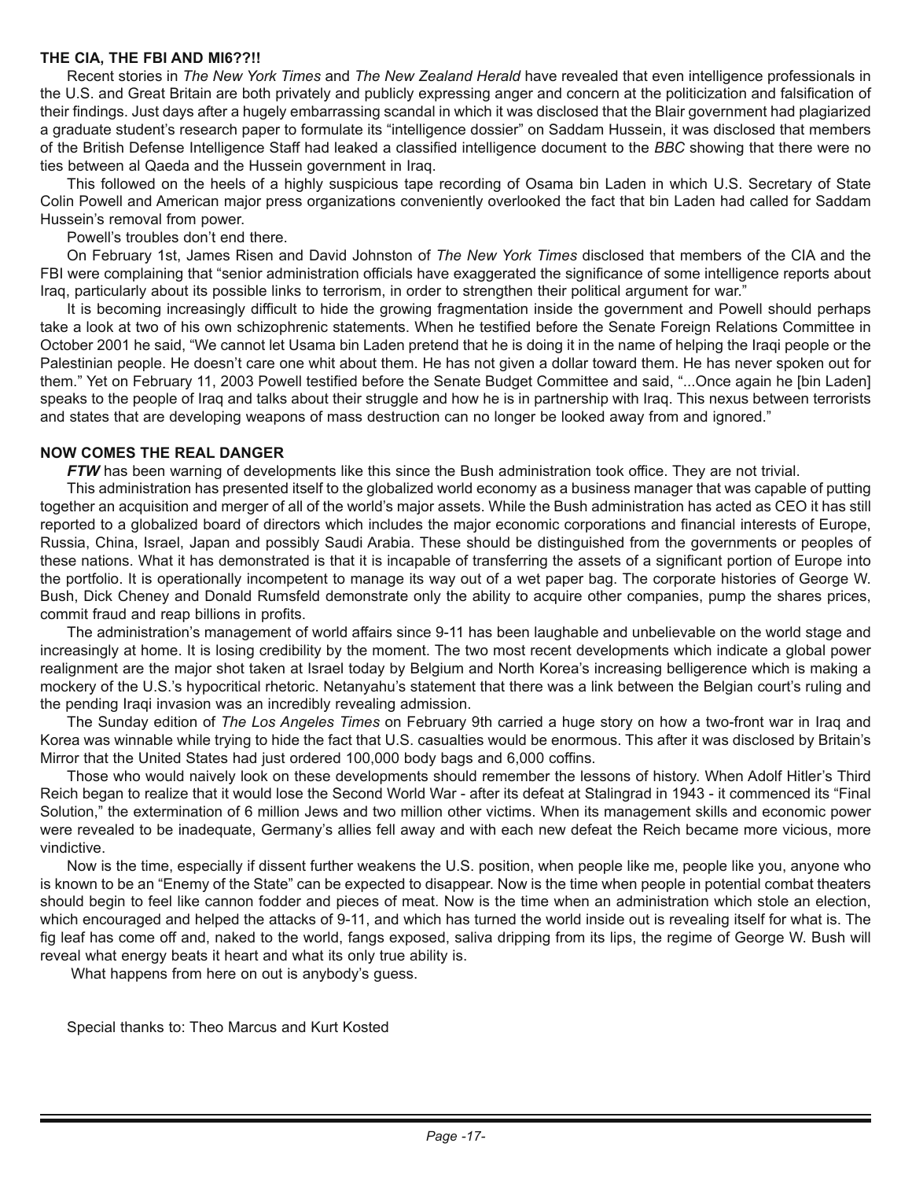**THE CIA, THE FBI AND MI6??!!**

Recent stories in *The New York Times* and *The New Zealand Herald* have revealed that even intelligence professionals in the U.S. and Great Britain are both privately and publicly expressing anger and concern at the politicization and falsification of their findings. Just days after a hugely embarrassing scandal in which it was disclosed that the Blair government had plagiarized a graduate student's research paper to formulate its "intelligence dossier" on Saddam Hussein, it was disclosed that members of the British Defense Intelligence Staff had leaked a classified intelligence document to the *BBC* showing that there were no ties between al Qaeda and the Hussein government in Iraq.

This followed on the heels of a highly suspicious tape recording of Osama bin Laden in which U.S. Secretary of State Colin Powell and American major press organizations conveniently overlooked the fact that bin Laden had called for Saddam Hussein's removal from power.

Powell's troubles don't end there.

On February 1st, James Risen and David Johnston of *The New York Times* disclosed that members of the CIA and the FBI were complaining that "senior administration officials have exaggerated the significance of some intelligence reports about Iraq, particularly about its possible links to terrorism, in order to strengthen their political argument for war."

It is becoming increasingly difficult to hide the growing fragmentation inside the government and Powell should perhaps take a look at two of his own schizophrenic statements. When he testified before the Senate Foreign Relations Committee in October 2001 he said, "We cannot let Usama bin Laden pretend that he is doing it in the name of helping the Iraqi people or the Palestinian people. He doesn't care one whit about them. He has not given a dollar toward them. He has never spoken out for them." Yet on February 11, 2003 Powell testified before the Senate Budget Committee and said, "...Once again he [bin Laden] speaks to the people of Iraq and talks about their struggle and how he is in partnership with Iraq. This nexus between terrorists and states that are developing weapons of mass destruction can no longer be looked away from and ignored."

**NOW COMES THE REAL DANGER**

***FTW*** has been warning of developments like this since the Bush administration took office. They are not trivial.

This administration has presented itself to the globalized world economy as a business manager that was capable of putting together an acquisition and merger of all of the world's major assets. While the Bush administration has acted as CEO it has still reported to a globalized board of directors which includes the major economic corporations and financial interests of Europe, Russia, China, Israel, Japan and possibly Saudi Arabia. These should be distinguished from the governments or peoples of these nations. What it has demonstrated is that it is incapable of transferring the assets of a significant portion of Europe into the portfolio. It is operationally incompetent to manage its way out of a wet paper bag. The corporate histories of George W. Bush, Dick Cheney and Donald Rumsfeld demonstrate only the ability to acquire other companies, pump the shares prices, commit fraud and reap billions in profits.

The administration's management of world affairs since 9-11 has been laughable and unbelievable on the world stage and increasingly at home. It is losing credibility by the moment. The two most recent developments which indicate a global power realignment are the major shot taken at Israel today by Belgium and North Korea's increasing belligerence which is making a mockery of the U.S.'s hypocritical rhetoric. Netanyahu's statement that there was a link between the Belgian court's ruling and the pending Iraqi invasion was an incredibly revealing admission.

The Sunday edition of *The Los Angeles Times* on February 9th carried a huge story on how a two-front war in Iraq and Korea was winnable while trying to hide the fact that U.S. casualties would be enormous. This after it was disclosed by Britain's Mirror that the United States had just ordered 100,000 body bags and 6,000 coffins.

Those who would naively look on these developments should remember the lessons of history. When Adolf Hitler's Third Reich began to realize that it would lose the Second World War - after its defeat at Stalingrad in 1943 - it commenced its "Final Solution," the extermination of 6 million Jews and two million other victims. When its management skills and economic power were revealed to be inadequate, Germany's allies fell away and with each new defeat the Reich became more vicious, more vindictive.

Now is the time, especially if dissent further weakens the U.S. position, when people like me, people like you, anyone who is known to be an "Enemy of the State" can be expected to disappear. Now is the time when people in potential combat theaters should begin to feel like cannon fodder and pieces of meat. Now is the time when an administration which stole an election, which encouraged and helped the attacks of 9-11, and which has turned the world inside out is revealing itself for what is. The fig leaf has come off and, naked to the world, fangs exposed, saliva dripping from its lips, the regime of George W. Bush will reveal what energy beats it heart and what its only true ability is.

What happens from here on out is anybody's guess.

Special thanks to: Theo Marcus and Kurt Kosted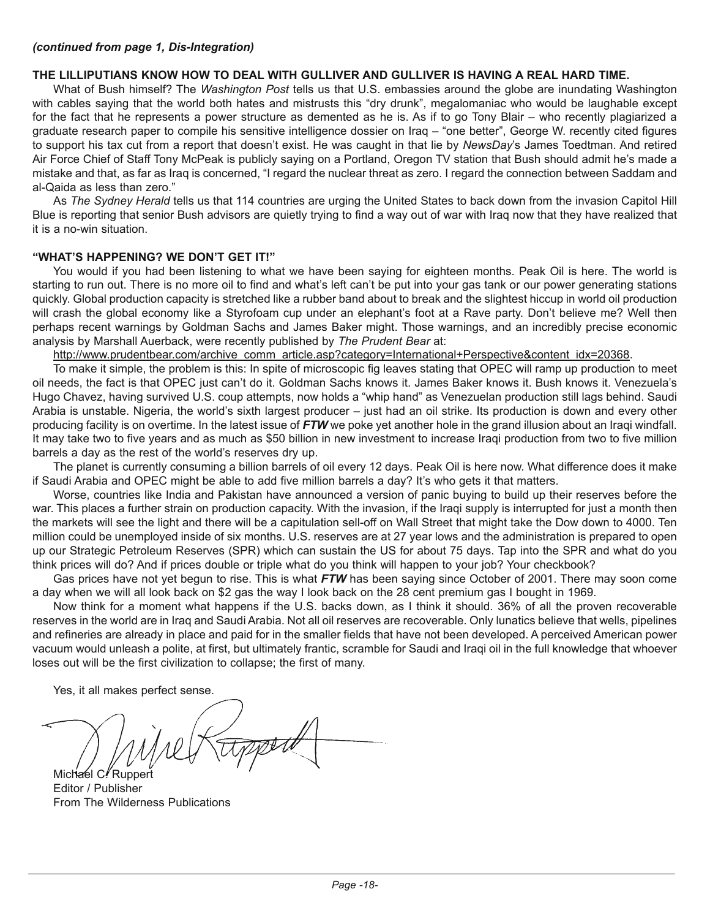*(continued from page 1, Dis-Integration)*

**THE LILLIPUTIANS KNOW HOW TO DEAL WITH GULLIVER AND GULLIVER IS HAVING A REAL HARD TIME.**

What of Bush himself? The *Washington Post* tells us that U.S. embassies around the globe are inundating Washington with cables saying that the world both hates and mistrusts this "dry drunk", megalomaniac who would be laughable except for the fact that he represents a power structure as demented as he is. As if to go Tony Blair – who recently plagiarized a graduate research paper to compile his sensitive intelligence dossier on Iraq – "one better", George W. recently cited figures to support his tax cut from a report that doesn't exist. He was caught in that lie by *NewsDay*'s James Toedtman. And retired Air Force Chief of Staff Tony McPeak is publicly saying on a Portland, Oregon TV station that Bush should admit he's made a mistake and that, as far as Iraq is concerned, "I regard the nuclear threat as zero. I regard the connection between Saddam and al-Qaida as less than zero."

As *The Sydney Herald* tells us that 114 countries are urging the United States to back down from the invasion Capitol Hill Blue is reporting that senior Bush advisors are quietly trying to find a way out of war with Iraq now that they have realized that it is a no-win situation.

**"WHAT'S HAPPENING? WE DON'T GET IT!"**

You would if you had been listening to what we have been saying for eighteen months. Peak Oil is here. The world is starting to run out. There is no more oil to find and what's left can't be put into your gas tank or our power generating stations quickly. Global production capacity is stretched like a rubber band about to break and the slightest hiccup in world oil production will crash the global economy like a Styrofoam cup under an elephant's foot at a Rave party. Don't believe me? Well then perhaps recent warnings by Goldman Sachs and James Baker might. Those warnings, and an incredibly precise economic analysis by Marshall Auerback, were recently published by *The Prudent Bear* at:

http://www.prudentbear.com/archive_comm_article.asp?category=International+Perspective&content_idx=20368.

To make it simple, the problem is this: In spite of microscopic fig leaves stating that OPEC will ramp up production to meet oil needs, the fact is that OPEC just can't do it. Goldman Sachs knows it. James Baker knows it. Bush knows it. Venezuela's Hugo Chavez, having survived U.S. coup attempts, now holds a "whip hand" as Venezuelan production still lags behind. Saudi Arabia is unstable. Nigeria, the world's sixth largest producer – just had an oil strike. Its production is down and every other producing facility is on overtime. In the latest issue of ***FTW*** we poke yet another hole in the grand illusion about an Iraqi windfall. It may take two to five years and as much as $50 billion in new investment to increase Iraqi production from two to five million barrels a day as the rest of the world's reserves dry up.

The planet is currently consuming a billion barrels of oil every 12 days. Peak Oil is here now. What difference does it make if Saudi Arabia and OPEC might be able to add five million barrels a day? It's who gets it that matters.

Worse, countries like India and Pakistan have announced a version of panic buying to build up their reserves before the war. This places a further strain on production capacity. With the invasion, if the Iraqi supply is interrupted for just a month then the markets will see the light and there will be a capitulation sell-off on Wall Street that might take the Dow down to 4000. Ten million could be unemployed inside of six months. U.S. reserves are at 27 year lows and the administration is prepared to open up our Strategic Petroleum Reserves (SPR) which can sustain the US for about 75 days. Tap into the SPR and what do you think prices will do? And if prices double or triple what do you think will happen to your job? Your checkbook?

Gas prices have not yet begun to rise. This is what ***FTW*** has been saying since October of 2001. There may soon come a day when we will all look back on $2 gas the way I look back on the 28 cent premium gas I bought in 1969.

Now think for a moment what happens if the U.S. backs down, as I think it should. 36% of all the proven recoverable reserves in the world are in Iraq and Saudi Arabia. Not all oil reserves are recoverable. Only lunatics believe that wells, pipelines and refineries are already in place and paid for in the smaller fields that have not been developed. A perceived American power vacuum would unleash a polite, at first, but ultimately frantic, scramble for Saudi and Iraqi oil in the full knowledge that whoever loses out will be the first civilization to collapse; the first of many.

Yes, it all makes perfect sense.

Michael C. Ruppert
Editor / Publisher
From The Wilderness Publications